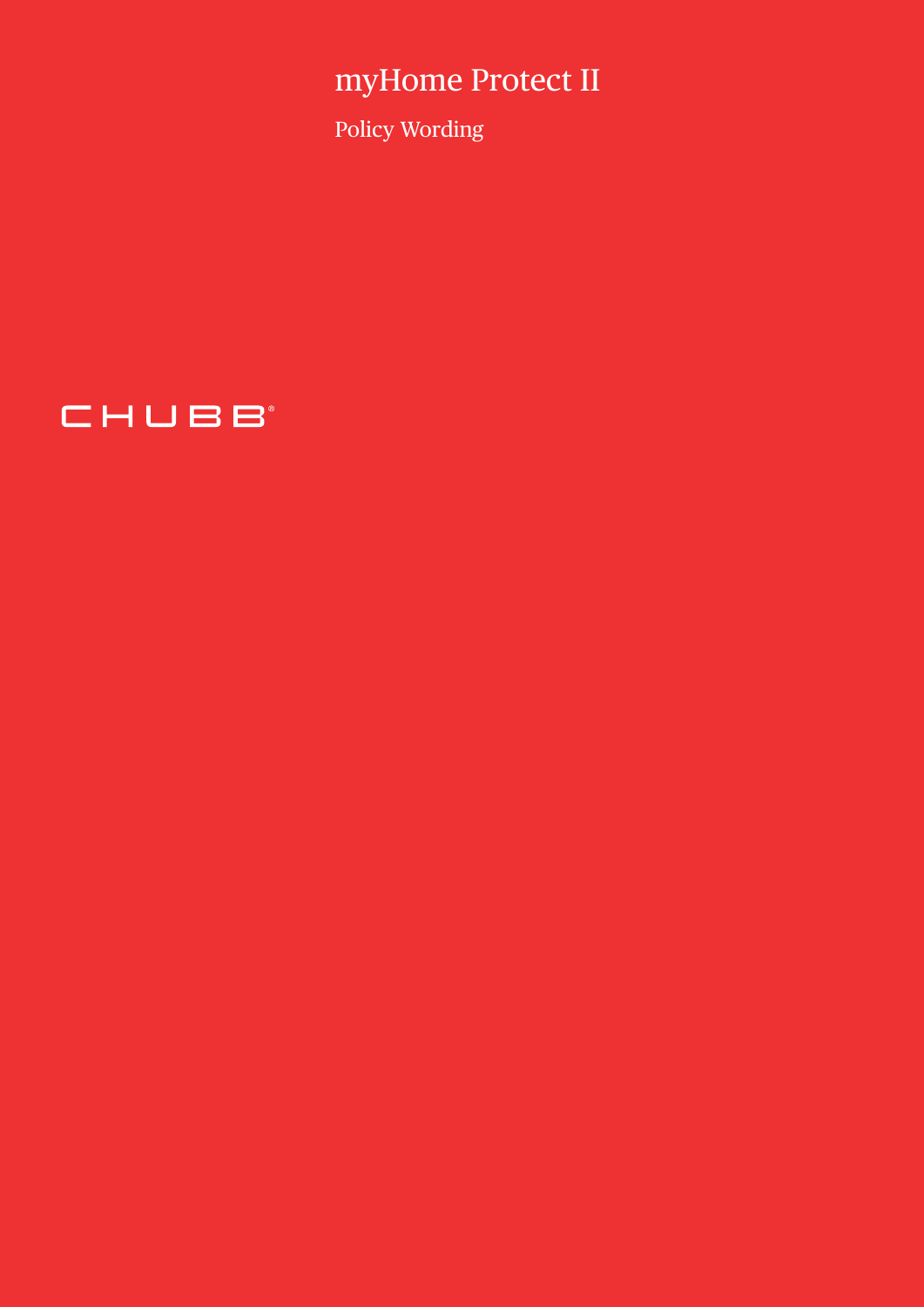# myHome Protect II

Policy Wording

CHUBB®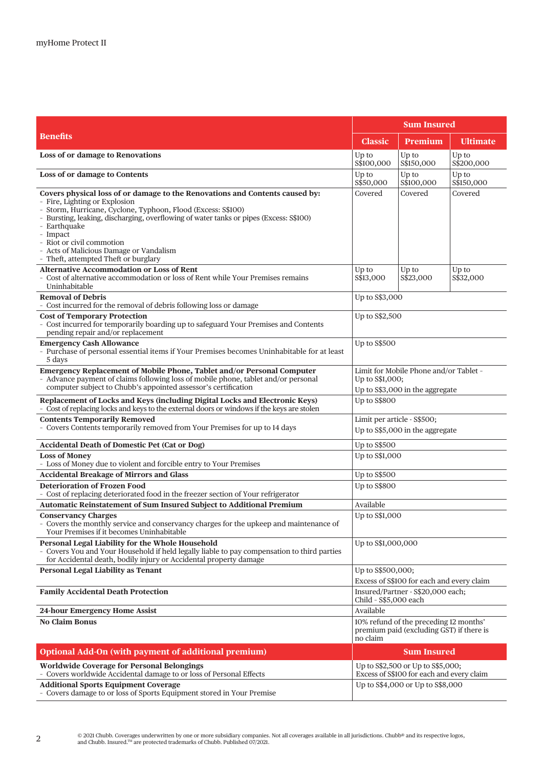myHome Protect II

| Benefits | Sum Insured | | |
|---|---|---|---|
| | Classic | Premium | Ultimate |
| **Loss of or damage to Renovations** | Up to S$100,000 | Up to S$150,000 | Up to S$200,000 |
| **Loss of or damage to Contents** | Up to S$50,000 | Up to S$100,000 | Up to S$150,000 |
| **Covers physical loss of or damage to the Renovations and Contents caused by:**<br>- Fire, Lighting or Explosion<br>- Storm, Hurricane, Cyclone, Typhoon, Flood (Excess: S$100)<br>- Bursting, leaking, discharging, overflowing of water tanks or pipes (Excess: S$100)<br>- Earthquake<br>- Impact<br>- Riot or civil commotion<br>- Acts of Malicious Damage or Vandalism<br>- Theft, attempted Theft or burglary | Covered | Covered | Covered |
| **Alternative Accommodation or Loss of Rent**<br>- Cost of alternative accommodation or loss of Rent while Your Premises remains Uninhabitable | Up to S$13,000 | Up to S$23,000 | Up to S$32,000 |
| **Removal of Debris**<br>- Cost incurred for the removal of debris following loss or damage | Up to S$3,000 | | |
| **Cost of Temporary Protection**<br>- Cost incurred for temporarily boarding up to safeguard Your Premises and Contents pending repair and/or replacement | Up to S$2,500 | | |
| **Emergency Cash Allowance**<br>- Purchase of personal essential items if Your Premises becomes Uninhabitable for at least 5 days | Up to S$500 | | |
| **Emergency Replacement of Mobile Phone, Tablet and/or Personal Computer**<br>- Advance payment of claims following loss of mobile phone, tablet and/or personal computer subject to Chubb's appointed assessor's certification | Limit for Mobile Phone and/or Tablet - Up to S$1,000;<br>Up to S$3,000 in the aggregate | | |
| **Replacement of Locks and Keys (including Digital Locks and Electronic Keys)**<br>- Cost of replacing locks and keys to the external doors or windows if the keys are stolen | Up to S$800 | | |
| **Contents Temporarily Removed**<br>- Covers Contents temporarily removed from Your Premises for up to 14 days | Limit per article - S$500;<br>Up to S$5,000 in the aggregate | | |
| **Accidental Death of Domestic Pet (Cat or Dog)** | Up to S$500 | | |
| **Loss of Money**<br>- Loss of Money due to violent and forcible entry to Your Premises | Up to S$1,000 | | |
| **Accidental Breakage of Mirrors and Glass** | Up to S$500 | | |
| **Deterioration of Frozen Food**<br>- Cost of replacing deteriorated food in the freezer section of Your refrigerator | Up to S$800 | | |
| **Automatic Reinstatement of Sum Insured Subject to Additional Premium** | Available | | |
| **Conservancy Charges**<br>- Covers the monthly service and conservancy charges for the upkeep and maintenance of Your Premises if it becomes Uninhabitable | Up to S$1,000 | | |
| **Personal Legal Liability for the Whole Household**<br>- Covers You and Your Household if held legally liable to pay compensation to third parties for Accidental death, bodily injury or Accidental property damage | Up to S$1,000,000 | | |
| **Personal Legal Liability as Tenant** | Up to S$500,000;<br>Excess of S$100 for each and every claim | | |
| **Family Accidental Death Protection** | Insured/Partner - S$20,000 each;<br>Child - S$5,000 each | | |
| **24-hour Emergency Home Assist** | Available | | |
| **No Claim Bonus** | 10% refund of the preceding 12 months' premium paid (excluding GST) if there is no claim | | |

| Optional Add-On (with payment of additional premium) | Sum Insured |
|---|---|
| **Worldwide Coverage for Personal Belongings**<br>- Covers worldwide Accidental damage to or loss of Personal Effects | Up to S$2,500 or Up to S$5,000;<br>Excess of S$100 for each and every claim |
| **Additional Sports Equipment Coverage**<br>- Covers damage to or loss of Sports Equipment stored in Your Premise | Up to S$4,000 or Up to S$8,000 |

© 2021 Chubb. Coverages underwritten by one or more subsidiary companies. Not all coverages available in all jurisdictions. Chubb® and its respective logos, and Chubb. Insured.™ are protected trademarks of Chubb. Published 07/2021.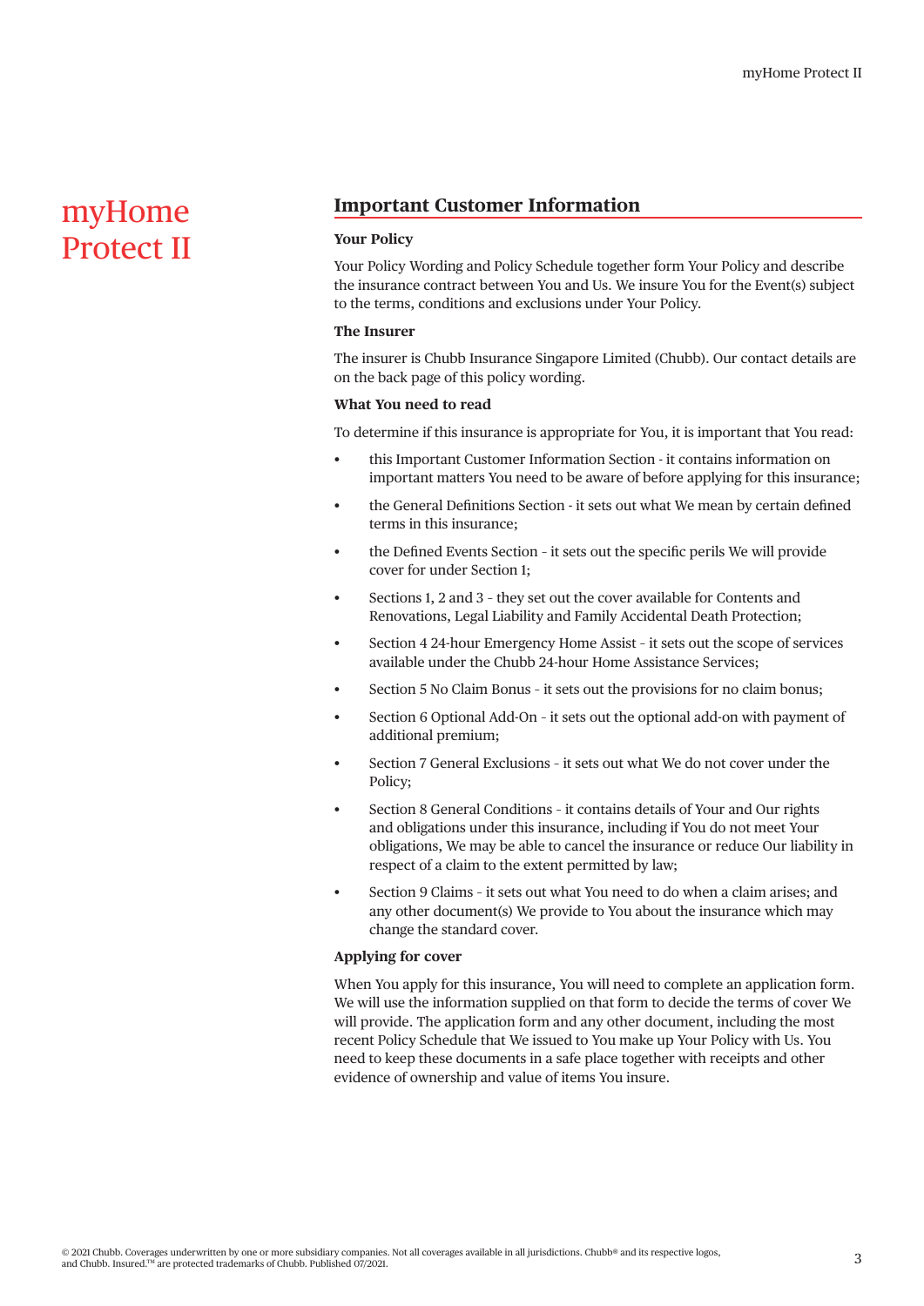# myHome Protect II

## Important Customer Information

**Your Policy**

Your Policy Wording and Policy Schedule together form Your Policy and describe the insurance contract between You and Us. We insure You for the Event(s) subject to the terms, conditions and exclusions under Your Policy.

**The Insurer**

The insurer is Chubb Insurance Singapore Limited (Chubb). Our contact details are on the back page of this policy wording.

**What You need to read**

To determine if this insurance is appropriate for You, it is important that You read:

- this Important Customer Information Section - it contains information on important matters You need to be aware of before applying for this insurance;
- the General Definitions Section - it sets out what We mean by certain defined terms in this insurance;
- the Defined Events Section - it sets out the specific perils We will provide cover for under Section 1;
- Sections 1, 2 and 3 - they set out the cover available for Contents and Renovations, Legal Liability and Family Accidental Death Protection;
- Section 4 24-hour Emergency Home Assist - it sets out the scope of services available under the Chubb 24-hour Home Assistance Services;
- Section 5 No Claim Bonus - it sets out the provisions for no claim bonus;
- Section 6 Optional Add-On - it sets out the optional add-on with payment of additional premium;
- Section 7 General Exclusions - it sets out what We do not cover under the Policy;
- Section 8 General Conditions - it contains details of Your and Our rights and obligations under this insurance, including if You do not meet Your obligations, We may be able to cancel the insurance or reduce Our liability in respect of a claim to the extent permitted by law;
- Section 9 Claims - it sets out what You need to do when a claim arises; and any other document(s) We provide to You about the insurance which may change the standard cover.

**Applying for cover**

When You apply for this insurance, You will need to complete an application form. We will use the information supplied on that form to decide the terms of cover We will provide. The application form and any other document, including the most recent Policy Schedule that We issued to You make up Your Policy with Us. You need to keep these documents in a safe place together with receipts and other evidence of ownership and value of items You insure.

© 2021 Chubb. Coverages underwritten by one or more subsidiary companies. Not all coverages available in all jurisdictions. Chubb® and its respective logos, and Chubb. Insured.™ are protected trademarks of Chubb. Published 07/2021.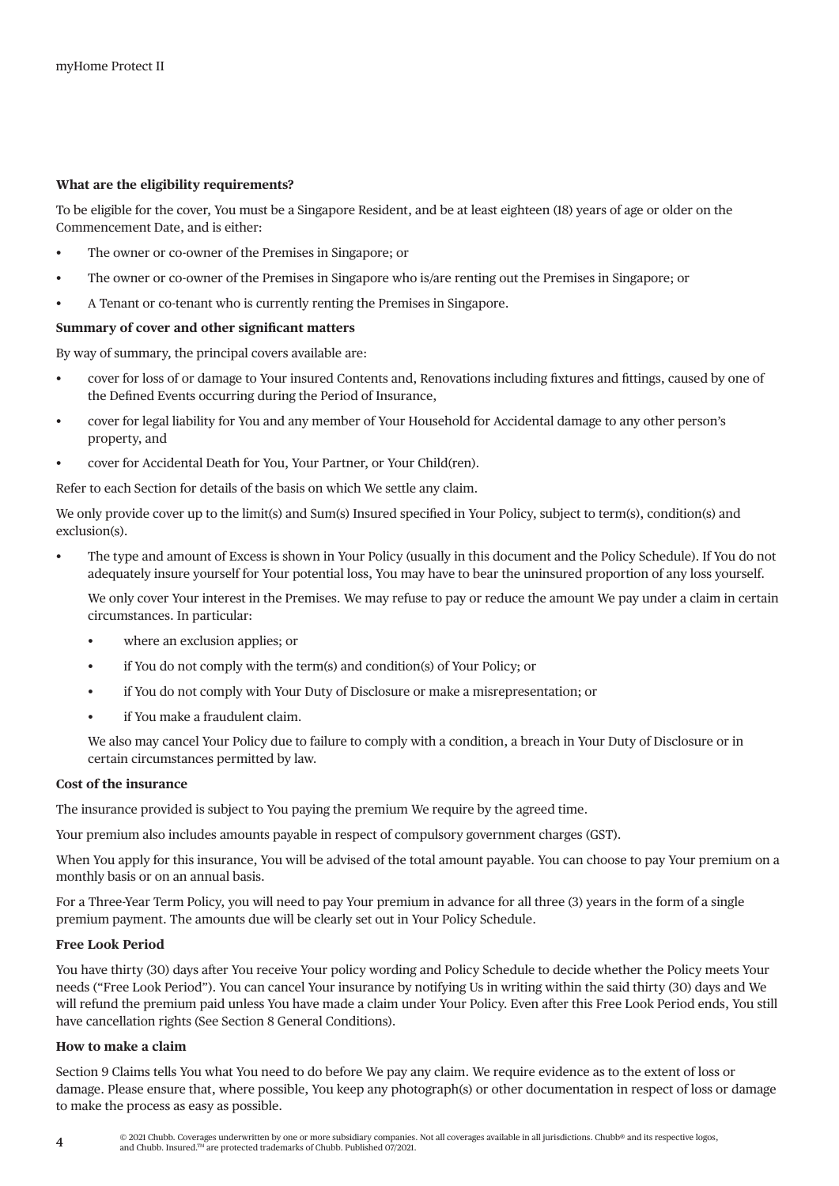**What are the eligibility requirements?**

To be eligible for the cover, You must be a Singapore Resident, and be at least eighteen (18) years of age or older on the Commencement Date, and is either:

- The owner or co-owner of the Premises in Singapore; or
- The owner or co-owner of the Premises in Singapore who is/are renting out the Premises in Singapore; or
- A Tenant or co-tenant who is currently renting the Premises in Singapore.

**Summary of cover and other significant matters**

By way of summary, the principal covers available are:

- cover for loss of or damage to Your insured Contents and, Renovations including fixtures and fittings, caused by one of the Defined Events occurring during the Period of Insurance,
- cover for legal liability for You and any member of Your Household for Accidental damage to any other person's property, and
- cover for Accidental Death for You, Your Partner, or Your Child(ren).

Refer to each Section for details of the basis on which We settle any claim.

We only provide cover up to the limit(s) and Sum(s) Insured specified in Your Policy, subject to term(s), condition(s) and exclusion(s).

- The type and amount of Excess is shown in Your Policy (usually in this document and the Policy Schedule). If You do not adequately insure yourself for Your potential loss, You may have to bear the uninsured proportion of any loss yourself.

  We only cover Your interest in the Premises. We may refuse to pay or reduce the amount We pay under a claim in certain circumstances. In particular:

  - where an exclusion applies; or
  - if You do not comply with the term(s) and condition(s) of Your Policy; or
  - if You do not comply with Your Duty of Disclosure or make a misrepresentation; or
  - if You make a fraudulent claim.

  We also may cancel Your Policy due to failure to comply with a condition, a breach in Your Duty of Disclosure or in certain circumstances permitted by law.

**Cost of the insurance**

The insurance provided is subject to You paying the premium We require by the agreed time.

Your premium also includes amounts payable in respect of compulsory government charges (GST).

When You apply for this insurance, You will be advised of the total amount payable. You can choose to pay Your premium on a monthly basis or on an annual basis.

For a Three-Year Term Policy, you will need to pay Your premium in advance for all three (3) years in the form of a single premium payment. The amounts due will be clearly set out in Your Policy Schedule.

**Free Look Period**

You have thirty (30) days after You receive Your policy wording and Policy Schedule to decide whether the Policy meets Your needs ("Free Look Period"). You can cancel Your insurance by notifying Us in writing within the said thirty (30) days and We will refund the premium paid unless You have made a claim under Your Policy. Even after this Free Look Period ends, You still have cancellation rights (See Section 8 General Conditions).

**How to make a claim**

Section 9 Claims tells You what You need to do before We pay any claim. We require evidence as to the extent of loss or damage. Please ensure that, where possible, You keep any photograph(s) or other documentation in respect of loss or damage to make the process as easy as possible.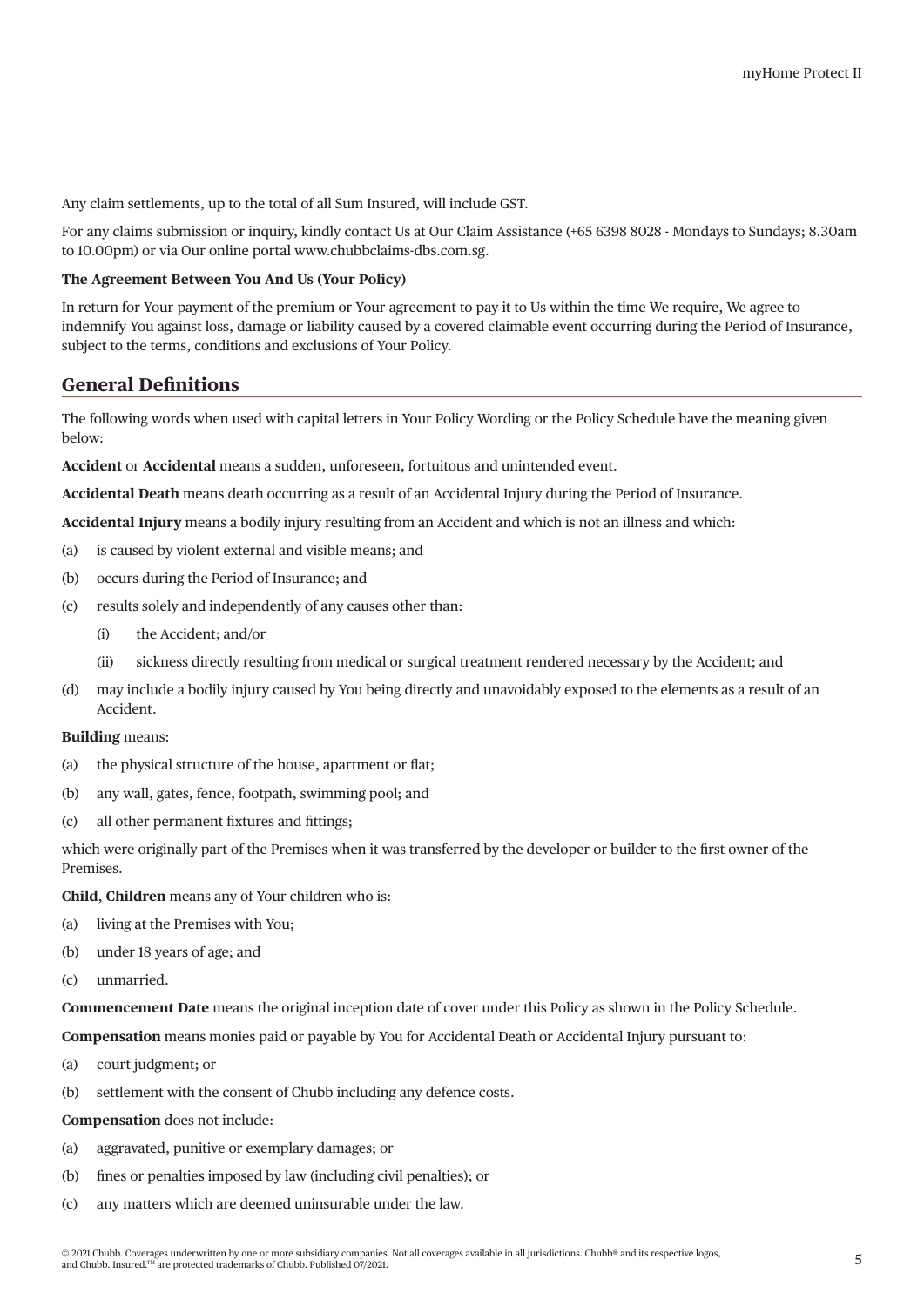Any claim settlements, up to the total of all Sum Insured, will include GST.

For any claims submission or inquiry, kindly contact Us at Our Claim Assistance (+65 6398 8028 - Mondays to Sundays; 8.30am to 10.00pm) or via Our online portal www.chubbclaims-dbs.com.sg.

**The Agreement Between You And Us (Your Policy)**

In return for Your payment of the premium or Your agreement to pay it to Us within the time We require, We agree to indemnify You against loss, damage or liability caused by a covered claimable event occurring during the Period of Insurance, subject to the terms, conditions and exclusions of Your Policy.

## General Definitions

The following words when used with capital letters in Your Policy Wording or the Policy Schedule have the meaning given below:

**Accident** or **Accidental** means a sudden, unforeseen, fortuitous and unintended event.

**Accidental Death** means death occurring as a result of an Accidental Injury during the Period of Insurance.

**Accidental Injury** means a bodily injury resulting from an Accident and which is not an illness and which:

(a) is caused by violent external and visible means; and

(b) occurs during the Period of Insurance; and

(c) results solely and independently of any causes other than:

  (i) the Accident; and/or

  (ii) sickness directly resulting from medical or surgical treatment rendered necessary by the Accident; and

(d) may include a bodily injury caused by You being directly and unavoidably exposed to the elements as a result of an Accident.

**Building** means:

(a) the physical structure of the house, apartment or flat;

(b) any wall, gates, fence, footpath, swimming pool; and

(c) all other permanent fixtures and fittings;

which were originally part of the Premises when it was transferred by the developer or builder to the first owner of the Premises.

**Child**, **Children** means any of Your children who is:

(a) living at the Premises with You;

(b) under 18 years of age; and

(c) unmarried.

**Commencement Date** means the original inception date of cover under this Policy as shown in the Policy Schedule.

**Compensation** means monies paid or payable by You for Accidental Death or Accidental Injury pursuant to:

(a) court judgment; or

(b) settlement with the consent of Chubb including any defence costs.

**Compensation** does not include:

(a) aggravated, punitive or exemplary damages; or

(b) fines or penalties imposed by law (including civil penalties); or

(c) any matters which are deemed uninsurable under the law.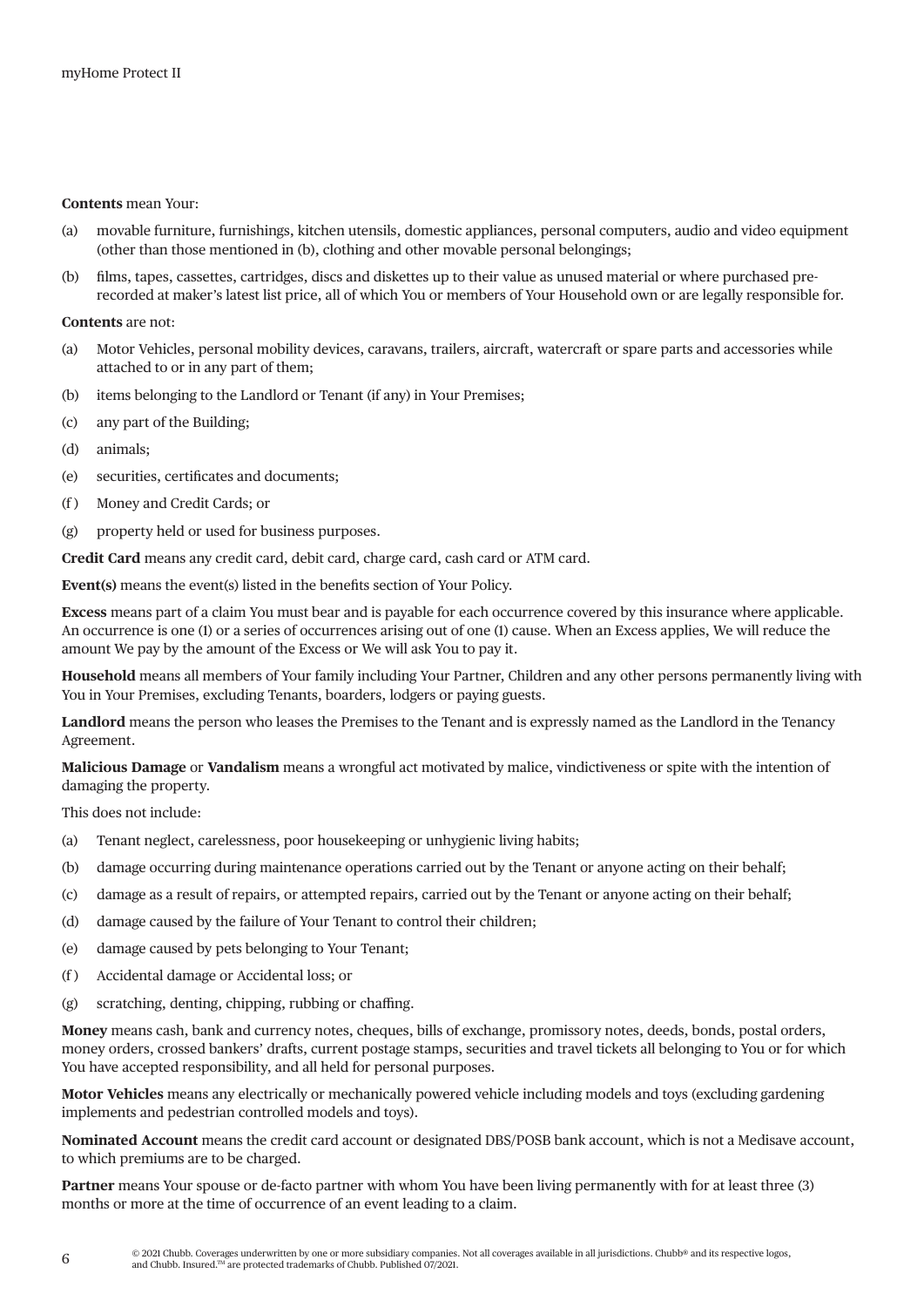**Contents** mean Your:

(a) movable furniture, furnishings, kitchen utensils, domestic appliances, personal computers, audio and video equipment (other than those mentioned in (b), clothing and other movable personal belongings;

(b) films, tapes, cassettes, cartridges, discs and diskettes up to their value as unused material or where purchased pre-recorded at maker's latest list price, all of which You or members of Your Household own or are legally responsible for.

**Contents** are not:

(a) Motor Vehicles, personal mobility devices, caravans, trailers, aircraft, watercraft or spare parts and accessories while attached to or in any part of them;

(b) items belonging to the Landlord or Tenant (if any) in Your Premises;

(c) any part of the Building;

(d) animals;

(e) securities, certificates and documents;

(f) Money and Credit Cards; or

(g) property held or used for business purposes.

**Credit Card** means any credit card, debit card, charge card, cash card or ATM card.

**Event(s)** means the event(s) listed in the benefits section of Your Policy.

**Excess** means part of a claim You must bear and is payable for each occurrence covered by this insurance where applicable. An occurrence is one (1) or a series of occurrences arising out of one (1) cause. When an Excess applies, We will reduce the amount We pay by the amount of the Excess or We will ask You to pay it.

**Household** means all members of Your family including Your Partner, Children and any other persons permanently living with You in Your Premises, excluding Tenants, boarders, lodgers or paying guests.

**Landlord** means the person who leases the Premises to the Tenant and is expressly named as the Landlord in the Tenancy Agreement.

**Malicious Damage** or **Vandalism** means a wrongful act motivated by malice, vindictiveness or spite with the intention of damaging the property.

This does not include:

(a) Tenant neglect, carelessness, poor housekeeping or unhygienic living habits;

(b) damage occurring during maintenance operations carried out by the Tenant or anyone acting on their behalf;

(c) damage as a result of repairs, or attempted repairs, carried out by the Tenant or anyone acting on their behalf;

(d) damage caused by the failure of Your Tenant to control their children;

(e) damage caused by pets belonging to Your Tenant;

(f) Accidental damage or Accidental loss; or

(g) scratching, denting, chipping, rubbing or chaffing.

**Money** means cash, bank and currency notes, cheques, bills of exchange, promissory notes, deeds, bonds, postal orders, money orders, crossed bankers' drafts, current postage stamps, securities and travel tickets all belonging to You or for which You have accepted responsibility, and all held for personal purposes.

**Motor Vehicles** means any electrically or mechanically powered vehicle including models and toys (excluding gardening implements and pedestrian controlled models and toys).

**Nominated Account** means the credit card account or designated DBS/POSB bank account, which is not a Medisave account, to which premiums are to be charged.

**Partner** means Your spouse or de-facto partner with whom You have been living permanently with for at least three (3) months or more at the time of occurrence of an event leading to a claim.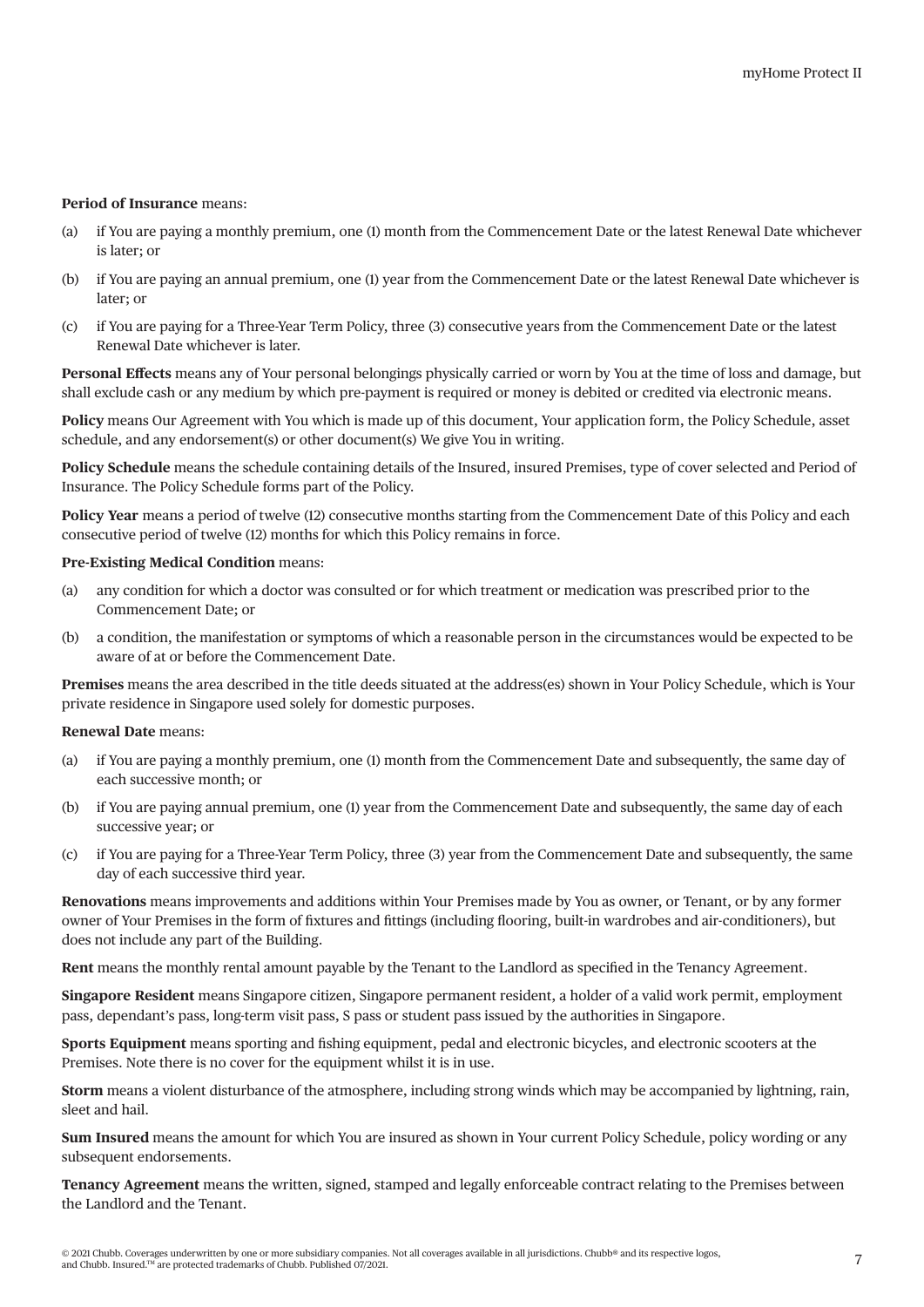**Period of Insurance** means:

(a) if You are paying a monthly premium, one (1) month from the Commencement Date or the latest Renewal Date whichever is later; or

(b) if You are paying an annual premium, one (1) year from the Commencement Date or the latest Renewal Date whichever is later; or

(c) if You are paying for a Three-Year Term Policy, three (3) consecutive years from the Commencement Date or the latest Renewal Date whichever is later.

**Personal Effects** means any of Your personal belongings physically carried or worn by You at the time of loss and damage, but shall exclude cash or any medium by which pre-payment is required or money is debited or credited via electronic means.

**Policy** means Our Agreement with You which is made up of this document, Your application form, the Policy Schedule, asset schedule, and any endorsement(s) or other document(s) We give You in writing.

**Policy Schedule** means the schedule containing details of the Insured, insured Premises, type of cover selected and Period of Insurance. The Policy Schedule forms part of the Policy.

**Policy Year** means a period of twelve (12) consecutive months starting from the Commencement Date of this Policy and each consecutive period of twelve (12) months for which this Policy remains in force.

**Pre-Existing Medical Condition** means:

(a) any condition for which a doctor was consulted or for which treatment or medication was prescribed prior to the Commencement Date; or

(b) a condition, the manifestation or symptoms of which a reasonable person in the circumstances would be expected to be aware of at or before the Commencement Date.

**Premises** means the area described in the title deeds situated at the address(es) shown in Your Policy Schedule, which is Your private residence in Singapore used solely for domestic purposes.

**Renewal Date** means:

(a) if You are paying a monthly premium, one (1) month from the Commencement Date and subsequently, the same day of each successive month; or

(b) if You are paying annual premium, one (1) year from the Commencement Date and subsequently, the same day of each successive year; or

(c) if You are paying for a Three-Year Term Policy, three (3) year from the Commencement Date and subsequently, the same day of each successive third year.

**Renovations** means improvements and additions within Your Premises made by You as owner, or Tenant, or by any former owner of Your Premises in the form of fixtures and fittings (including flooring, built-in wardrobes and air-conditioners), but does not include any part of the Building.

**Rent** means the monthly rental amount payable by the Tenant to the Landlord as specified in the Tenancy Agreement.

**Singapore Resident** means Singapore citizen, Singapore permanent resident, a holder of a valid work permit, employment pass, dependant's pass, long-term visit pass, S pass or student pass issued by the authorities in Singapore.

**Sports Equipment** means sporting and fishing equipment, pedal and electronic bicycles, and electronic scooters at the Premises. Note there is no cover for the equipment whilst it is in use.

**Storm** means a violent disturbance of the atmosphere, including strong winds which may be accompanied by lightning, rain, sleet and hail.

**Sum Insured** means the amount for which You are insured as shown in Your current Policy Schedule, policy wording or any subsequent endorsements.

**Tenancy Agreement** means the written, signed, stamped and legally enforceable contract relating to the Premises between the Landlord and the Tenant.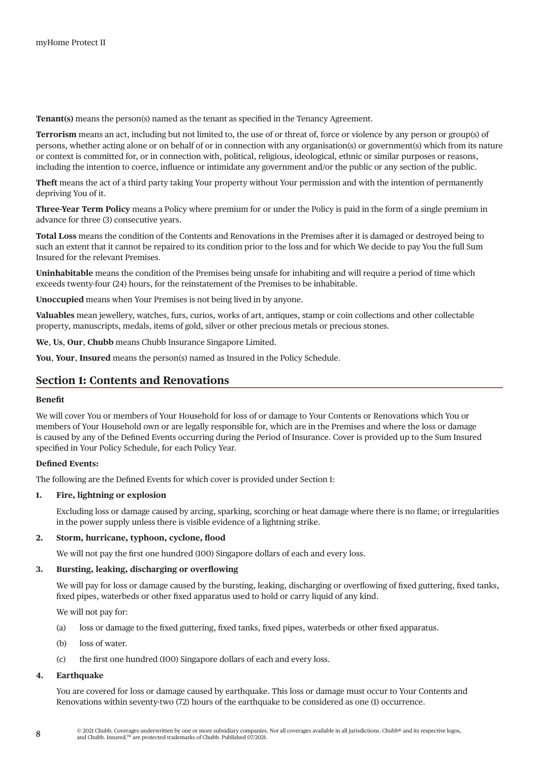**Tenant(s)** means the person(s) named as the tenant as specified in the Tenancy Agreement.

**Terrorism** means an act, including but not limited to, the use of or threat of, force or violence by any person or group(s) of persons, whether acting alone or on behalf of or in connection with any organisation(s) or government(s) which from its nature or context is committed for, or in connection with, political, religious, ideological, ethnic or similar purposes or reasons, including the intention to coerce, influence or intimidate any government and/or the public or any section of the public.

**Theft** means the act of a third party taking Your property without Your permission and with the intention of permanently depriving You of it.

**Three-Year Term Policy** means a Policy where premium for or under the Policy is paid in the form of a single premium in advance for three (3) consecutive years.

**Total Loss** means the condition of the Contents and Renovations in the Premises after it is damaged or destroyed being to such an extent that it cannot be repaired to its condition prior to the loss and for which We decide to pay You the full Sum Insured for the relevant Premises.

**Uninhabitable** means the condition of the Premises being unsafe for inhabiting and will require a period of time which exceeds twenty-four (24) hours, for the reinstatement of the Premises to be inhabitable.

**Unoccupied** means when Your Premises is not being lived in by anyone.

**Valuables** mean jewellery, watches, furs, curios, works of art, antiques, stamp or coin collections and other collectable property, manuscripts, medals, items of gold, silver or other precious metals or precious stones.

**We**, **Us**, **Our**, **Chubb** means Chubb Insurance Singapore Limited.

**You**, **Your**, **Insured** means the person(s) named as Insured in the Policy Schedule.

## Section 1: Contents and Renovations

**Benefit**

We will cover You or members of Your Household for loss of or damage to Your Contents or Renovations which You or members of Your Household own or are legally responsible for, which are in the Premises and where the loss or damage is caused by any of the Defined Events occurring during the Period of Insurance. Cover is provided up to the Sum Insured specified in Your Policy Schedule, for each Policy Year.

**Defined Events:**

The following are the Defined Events for which cover is provided under Section 1:

**1. Fire, lightning or explosion**

Excluding loss or damage caused by arcing, sparking, scorching or heat damage where there is no flame; or irregularities in the power supply unless there is visible evidence of a lightning strike.

**2. Storm, hurricane, typhoon, cyclone, flood**

We will not pay the first one hundred (100) Singapore dollars of each and every loss.

**3. Bursting, leaking, discharging or overflowing**

We will pay for loss or damage caused by the bursting, leaking, discharging or overflowing of fixed guttering, fixed tanks, fixed pipes, waterbeds or other fixed apparatus used to hold or carry liquid of any kind.

We will not pay for:

(a) loss or damage to the fixed guttering, fixed tanks, fixed pipes, waterbeds or other fixed apparatus.

(b) loss of water.

(c) the first one hundred (100) Singapore dollars of each and every loss.

**4. Earthquake**

You are covered for loss or damage caused by earthquake. This loss or damage must occur to Your Contents and Renovations within seventy-two (72) hours of the earthquake to be considered as one (1) occurrence.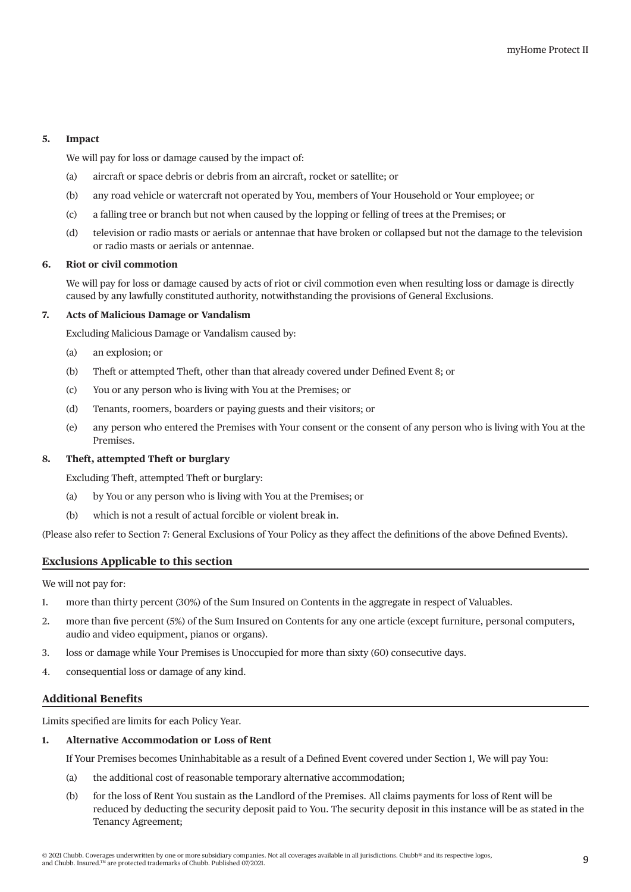**5. Impact**

We will pay for loss or damage caused by the impact of:

(a) aircraft or space debris or debris from an aircraft, rocket or satellite; or

(b) any road vehicle or watercraft not operated by You, members of Your Household or Your employee; or

(c) a falling tree or branch but not when caused by the lopping or felling of trees at the Premises; or

(d) television or radio masts or aerials or antennae that have broken or collapsed but not the damage to the television or radio masts or aerials or antennae.

**6. Riot or civil commotion**

We will pay for loss or damage caused by acts of riot or civil commotion even when resulting loss or damage is directly caused by any lawfully constituted authority, notwithstanding the provisions of General Exclusions.

**7. Acts of Malicious Damage or Vandalism**

Excluding Malicious Damage or Vandalism caused by:

(a) an explosion; or

(b) Theft or attempted Theft, other than that already covered under Defined Event 8; or

(c) You or any person who is living with You at the Premises; or

(d) Tenants, roomers, boarders or paying guests and their visitors; or

(e) any person who entered the Premises with Your consent or the consent of any person who is living with You at the Premises.

**8. Theft, attempted Theft or burglary**

Excluding Theft, attempted Theft or burglary:

(a) by You or any person who is living with You at the Premises; or

(b) which is not a result of actual forcible or violent break in.

(Please also refer to Section 7: General Exclusions of Your Policy as they affect the definitions of the above Defined Events).

## Exclusions Applicable to this section

We will not pay for:

1. more than thirty percent (30%) of the Sum Insured on Contents in the aggregate in respect of Valuables.
2. more than five percent (5%) of the Sum Insured on Contents for any one article (except furniture, personal computers, audio and video equipment, pianos or organs).
3. loss or damage while Your Premises is Unoccupied for more than sixty (60) consecutive days.
4. consequential loss or damage of any kind.

## Additional Benefits

Limits specified are limits for each Policy Year.

**1. Alternative Accommodation or Loss of Rent**

If Your Premises becomes Uninhabitable as a result of a Defined Event covered under Section 1, We will pay You:

(a) the additional cost of reasonable temporary alternative accommodation;

(b) for the loss of Rent You sustain as the Landlord of the Premises. All claims payments for loss of Rent will be reduced by deducting the security deposit paid to You. The security deposit in this instance will be as stated in the Tenancy Agreement;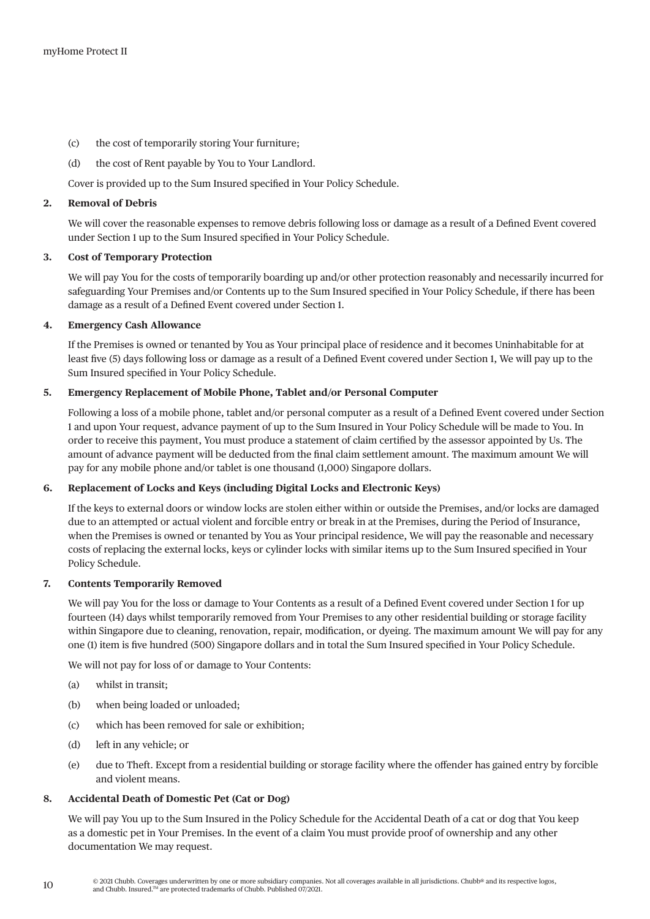(c) the cost of temporarily storing Your furniture;

(d) the cost of Rent payable by You to Your Landlord.

Cover is provided up to the Sum Insured specified in Your Policy Schedule.

**2. Removal of Debris**

We will cover the reasonable expenses to remove debris following loss or damage as a result of a Defined Event covered under Section 1 up to the Sum Insured specified in Your Policy Schedule.

**3. Cost of Temporary Protection**

We will pay You for the costs of temporarily boarding up and/or other protection reasonably and necessarily incurred for safeguarding Your Premises and/or Contents up to the Sum Insured specified in Your Policy Schedule, if there has been damage as a result of a Defined Event covered under Section 1.

**4. Emergency Cash Allowance**

If the Premises is owned or tenanted by You as Your principal place of residence and it becomes Uninhabitable for at least five (5) days following loss or damage as a result of a Defined Event covered under Section 1, We will pay up to the Sum Insured specified in Your Policy Schedule.

**5. Emergency Replacement of Mobile Phone, Tablet and/or Personal Computer**

Following a loss of a mobile phone, tablet and/or personal computer as a result of a Defined Event covered under Section 1 and upon Your request, advance payment of up to the Sum Insured in Your Policy Schedule will be made to You. In order to receive this payment, You must produce a statement of claim certified by the assessor appointed by Us. The amount of advance payment will be deducted from the final claim settlement amount. The maximum amount We will pay for any mobile phone and/or tablet is one thousand (1,000) Singapore dollars.

**6. Replacement of Locks and Keys (including Digital Locks and Electronic Keys)**

If the keys to external doors or window locks are stolen either within or outside the Premises, and/or locks are damaged due to an attempted or actual violent and forcible entry or break in at the Premises, during the Period of Insurance, when the Premises is owned or tenanted by You as Your principal residence, We will pay the reasonable and necessary costs of replacing the external locks, keys or cylinder locks with similar items up to the Sum Insured specified in Your Policy Schedule.

**7. Contents Temporarily Removed**

We will pay You for the loss or damage to Your Contents as a result of a Defined Event covered under Section 1 for up fourteen (14) days whilst temporarily removed from Your Premises to any other residential building or storage facility within Singapore due to cleaning, renovation, repair, modification, or dyeing. The maximum amount We will pay for any one (1) item is five hundred (500) Singapore dollars and in total the Sum Insured specified in Your Policy Schedule.

We will not pay for loss of or damage to Your Contents:

(a) whilst in transit;

(b) when being loaded or unloaded;

(c) which has been removed for sale or exhibition;

(d) left in any vehicle; or

(e) due to Theft. Except from a residential building or storage facility where the offender has gained entry by forcible and violent means.

**8. Accidental Death of Domestic Pet (Cat or Dog)**

We will pay You up to the Sum Insured in the Policy Schedule for the Accidental Death of a cat or dog that You keep as a domestic pet in Your Premises. In the event of a claim You must provide proof of ownership and any other documentation We may request.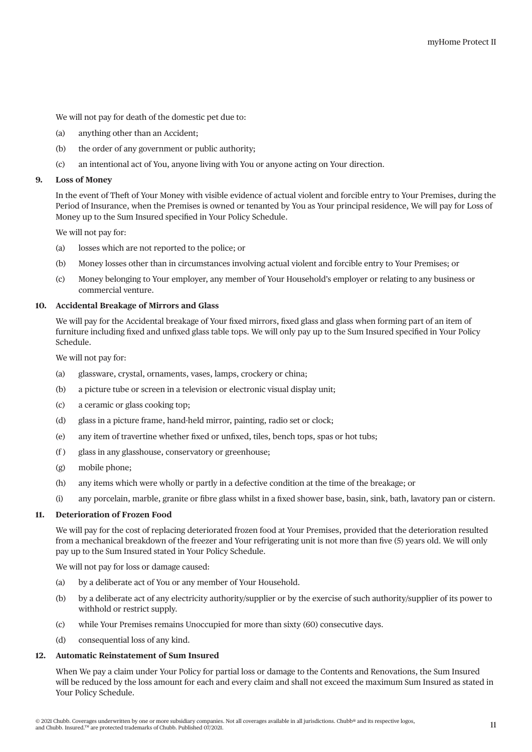We will not pay for death of the domestic pet due to:

(a) anything other than an Accident;

(b) the order of any government or public authority;

(c) an intentional act of You, anyone living with You or anyone acting on Your direction.

**9. Loss of Money**

In the event of Theft of Your Money with visible evidence of actual violent and forcible entry to Your Premises, during the Period of Insurance, when the Premises is owned or tenanted by You as Your principal residence, We will pay for Loss of Money up to the Sum Insured specified in Your Policy Schedule.

We will not pay for:

(a) losses which are not reported to the police; or

(b) Money losses other than in circumstances involving actual violent and forcible entry to Your Premises; or

(c) Money belonging to Your employer, any member of Your Household's employer or relating to any business or commercial venture.

**10. Accidental Breakage of Mirrors and Glass**

We will pay for the Accidental breakage of Your fixed mirrors, fixed glass and glass when forming part of an item of furniture including fixed and unfixed glass table tops. We will only pay up to the Sum Insured specified in Your Policy Schedule.

We will not pay for:

(a) glassware, crystal, ornaments, vases, lamps, crockery or china;

(b) a picture tube or screen in a television or electronic visual display unit;

(c) a ceramic or glass cooking top;

(d) glass in a picture frame, hand-held mirror, painting, radio set or clock;

(e) any item of travertine whether fixed or unfixed, tiles, bench tops, spas or hot tubs;

(f) glass in any glasshouse, conservatory or greenhouse;

(g) mobile phone;

(h) any items which were wholly or partly in a defective condition at the time of the breakage; or

(i) any porcelain, marble, granite or fibre glass whilst in a fixed shower base, basin, sink, bath, lavatory pan or cistern.

**11. Deterioration of Frozen Food**

We will pay for the cost of replacing deteriorated frozen food at Your Premises, provided that the deterioration resulted from a mechanical breakdown of the freezer and Your refrigerating unit is not more than five (5) years old. We will only pay up to the Sum Insured stated in Your Policy Schedule.

We will not pay for loss or damage caused:

(a) by a deliberate act of You or any member of Your Household.

(b) by a deliberate act of any electricity authority/supplier or by the exercise of such authority/supplier of its power to withhold or restrict supply.

(c) while Your Premises remains Unoccupied for more than sixty (60) consecutive days.

(d) consequential loss of any kind.

**12. Automatic Reinstatement of Sum Insured**

When We pay a claim under Your Policy for partial loss or damage to the Contents and Renovations, the Sum Insured will be reduced by the loss amount for each and every claim and shall not exceed the maximum Sum Insured as stated in Your Policy Schedule.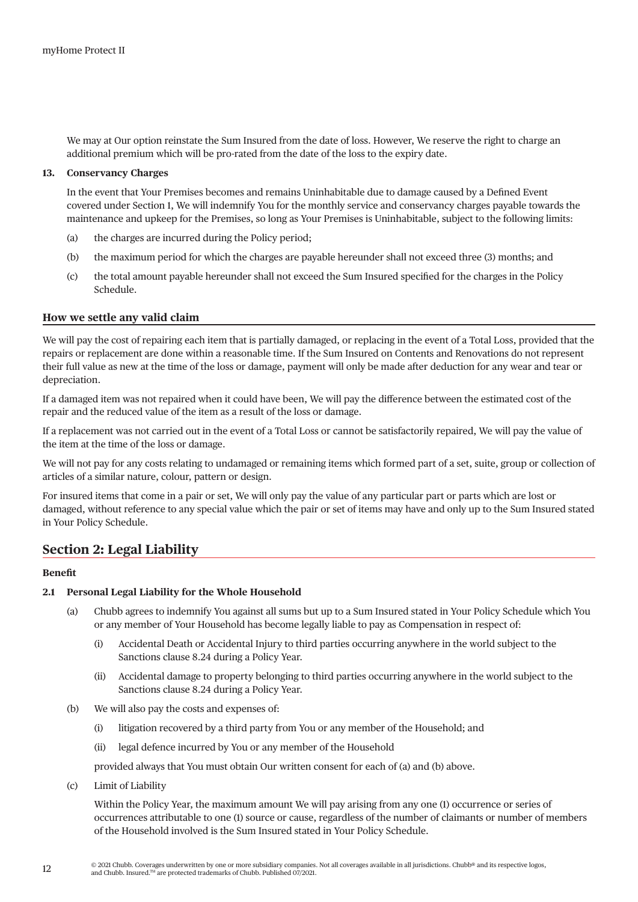We may at Our option reinstate the Sum Insured from the date of loss. However, We reserve the right to charge an additional premium which will be pro-rated from the date of the loss to the expiry date.

**13. Conservancy Charges**

In the event that Your Premises becomes and remains Uninhabitable due to damage caused by a Defined Event covered under Section 1, We will indemnify You for the monthly service and conservancy charges payable towards the maintenance and upkeep for the Premises, so long as Your Premises is Uninhabitable, subject to the following limits:

(a) the charges are incurred during the Policy period;

(b) the maximum period for which the charges are payable hereunder shall not exceed three (3) months; and

(c) the total amount payable hereunder shall not exceed the Sum Insured specified for the charges in the Policy Schedule.

### How we settle any valid claim

We will pay the cost of repairing each item that is partially damaged, or replacing in the event of a Total Loss, provided that the repairs or replacement are done within a reasonable time. If the Sum Insured on Contents and Renovations do not represent their full value as new at the time of the loss or damage, payment will only be made after deduction for any wear and tear or depreciation.

If a damaged item was not repaired when it could have been, We will pay the difference between the estimated cost of the repair and the reduced value of the item as a result of the loss or damage.

If a replacement was not carried out in the event of a Total Loss or cannot be satisfactorily repaired, We will pay the value of the item at the time of the loss or damage.

We will not pay for any costs relating to undamaged or remaining items which formed part of a set, suite, group or collection of articles of a similar nature, colour, pattern or design.

For insured items that come in a pair or set, We will only pay the value of any particular part or parts which are lost or damaged, without reference to any special value which the pair or set of items may have and only up to the Sum Insured stated in Your Policy Schedule.

## Section 2: Legal Liability

**Benefit**

**2.1 Personal Legal Liability for the Whole Household**

(a) Chubb agrees to indemnify You against all sums but up to a Sum Insured stated in Your Policy Schedule which You or any member of Your Household has become legally liable to pay as Compensation in respect of:

(i) Accidental Death or Accidental Injury to third parties occurring anywhere in the world subject to the Sanctions clause 8.24 during a Policy Year.

(ii) Accidental damage to property belonging to third parties occurring anywhere in the world subject to the Sanctions clause 8.24 during a Policy Year.

(b) We will also pay the costs and expenses of:

(i) litigation recovered by a third party from You or any member of the Household; and

(ii) legal defence incurred by You or any member of the Household

provided always that You must obtain Our written consent for each of (a) and (b) above.

(c) Limit of Liability

Within the Policy Year, the maximum amount We will pay arising from any one (1) occurrence or series of occurrences attributable to one (1) source or cause, regardless of the number of claimants or number of members of the Household involved is the Sum Insured stated in Your Policy Schedule.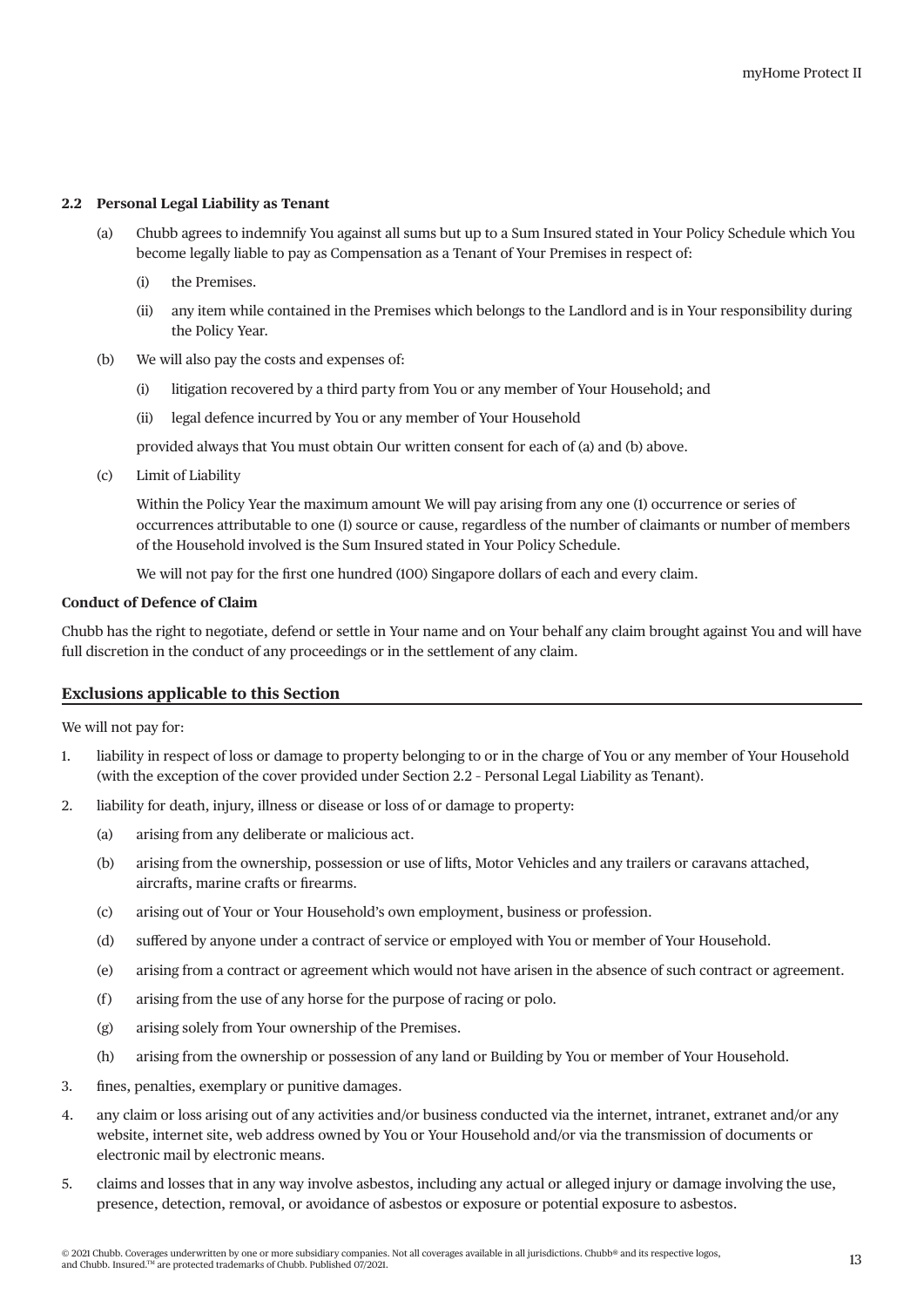### 2.2 Personal Legal Liability as Tenant

(a) Chubb agrees to indemnify You against all sums but up to a Sum Insured stated in Your Policy Schedule which You become legally liable to pay as Compensation as a Tenant of Your Premises in respect of:

  (i) the Premises.

  (ii) any item while contained in the Premises which belongs to the Landlord and is in Your responsibility during the Policy Year.

(b) We will also pay the costs and expenses of:

  (i) litigation recovered by a third party from You or any member of Your Household; and

  (ii) legal defence incurred by You or any member of Your Household

  provided always that You must obtain Our written consent for each of (a) and (b) above.

(c) Limit of Liability

  Within the Policy Year the maximum amount We will pay arising from any one (1) occurrence or series of occurrences attributable to one (1) source or cause, regardless of the number of claimants or number of members of the Household involved is the Sum Insured stated in Your Policy Schedule.

  We will not pay for the first one hundred (100) Singapore dollars of each and every claim.

**Conduct of Defence of Claim**

Chubb has the right to negotiate, defend or settle in Your name and on Your behalf any claim brought against You and will have full discretion in the conduct of any proceedings or in the settlement of any claim.

## Exclusions applicable to this Section

We will not pay for:

1. liability in respect of loss or damage to property belonging to or in the charge of You or any member of Your Household (with the exception of the cover provided under Section 2.2 - Personal Legal Liability as Tenant).
2. liability for death, injury, illness or disease or loss of or damage to property:
   (a) arising from any deliberate or malicious act.
   (b) arising from the ownership, possession or use of lifts, Motor Vehicles and any trailers or caravans attached, aircrafts, marine crafts or firearms.
   (c) arising out of Your or Your Household's own employment, business or profession.
   (d) suffered by anyone under a contract of service or employed with You or member of Your Household.
   (e) arising from a contract or agreement which would not have arisen in the absence of such contract or agreement.
   (f) arising from the use of any horse for the purpose of racing or polo.
   (g) arising solely from Your ownership of the Premises.
   (h) arising from the ownership or possession of any land or Building by You or member of Your Household.
3. fines, penalties, exemplary or punitive damages.
4. any claim or loss arising out of any activities and/or business conducted via the internet, intranet, extranet and/or any website, internet site, web address owned by You or Your Household and/or via the transmission of documents or electronic mail by electronic means.
5. claims and losses that in any way involve asbestos, including any actual or alleged injury or damage involving the use, presence, detection, removal, or avoidance of asbestos or exposure or potential exposure to asbestos.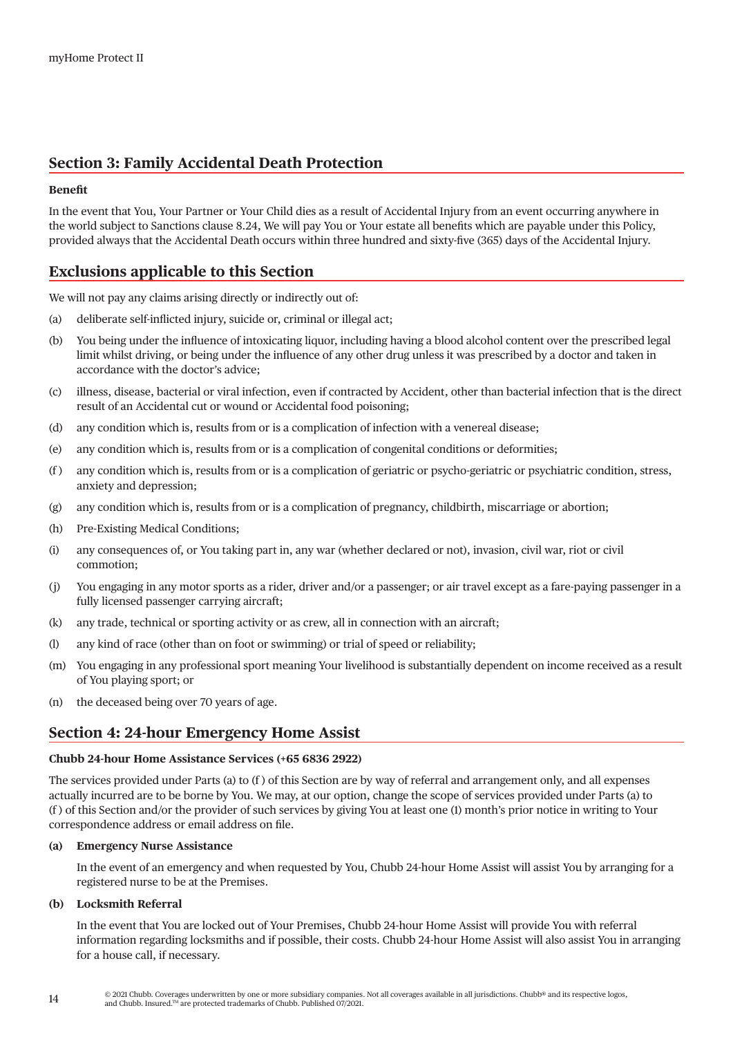## Section 3: Family Accidental Death Protection

**Benefit**

In the event that You, Your Partner or Your Child dies as a result of Accidental Injury from an event occurring anywhere in the world subject to Sanctions clause 8.24, We will pay You or Your estate all benefits which are payable under this Policy, provided always that the Accidental Death occurs within three hundred and sixty-five (365) days of the Accidental Injury.

## Exclusions applicable to this Section

We will not pay any claims arising directly or indirectly out of:

(a) deliberate self-inflicted injury, suicide or, criminal or illegal act;

(b) You being under the influence of intoxicating liquor, including having a blood alcohol content over the prescribed legal limit whilst driving, or being under the influence of any other drug unless it was prescribed by a doctor and taken in accordance with the doctor's advice;

(c) illness, disease, bacterial or viral infection, even if contracted by Accident, other than bacterial infection that is the direct result of an Accidental cut or wound or Accidental food poisoning;

(d) any condition which is, results from or is a complication of infection with a venereal disease;

(e) any condition which is, results from or is a complication of congenital conditions or deformities;

(f) any condition which is, results from or is a complication of geriatric or psycho-geriatric or psychiatric condition, stress, anxiety and depression;

(g) any condition which is, results from or is a complication of pregnancy, childbirth, miscarriage or abortion;

(h) Pre-Existing Medical Conditions;

(i) any consequences of, or You taking part in, any war (whether declared or not), invasion, civil war, riot or civil commotion;

(j) You engaging in any motor sports as a rider, driver and/or a passenger; or air travel except as a fare-paying passenger in a fully licensed passenger carrying aircraft;

(k) any trade, technical or sporting activity or as crew, all in connection with an aircraft;

(l) any kind of race (other than on foot or swimming) or trial of speed or reliability;

(m) You engaging in any professional sport meaning Your livelihood is substantially dependent on income received as a result of You playing sport; or

(n) the deceased being over 70 years of age.

## Section 4: 24-hour Emergency Home Assist

**Chubb 24-hour Home Assistance Services (+65 6836 2922)**

The services provided under Parts (a) to (f) of this Section are by way of referral and arrangement only, and all expenses actually incurred are to be borne by You. We may, at our option, change the scope of services provided under Parts (a) to (f) of this Section and/or the provider of such services by giving You at least one (1) month's prior notice in writing to Your correspondence address or email address on file.

**(a) Emergency Nurse Assistance**

In the event of an emergency and when requested by You, Chubb 24-hour Home Assist will assist You by arranging for a registered nurse to be at the Premises.

**(b) Locksmith Referral**

In the event that You are locked out of Your Premises, Chubb 24-hour Home Assist will provide You with referral information regarding locksmiths and if possible, their costs. Chubb 24-hour Home Assist will also assist You in arranging for a house call, if necessary.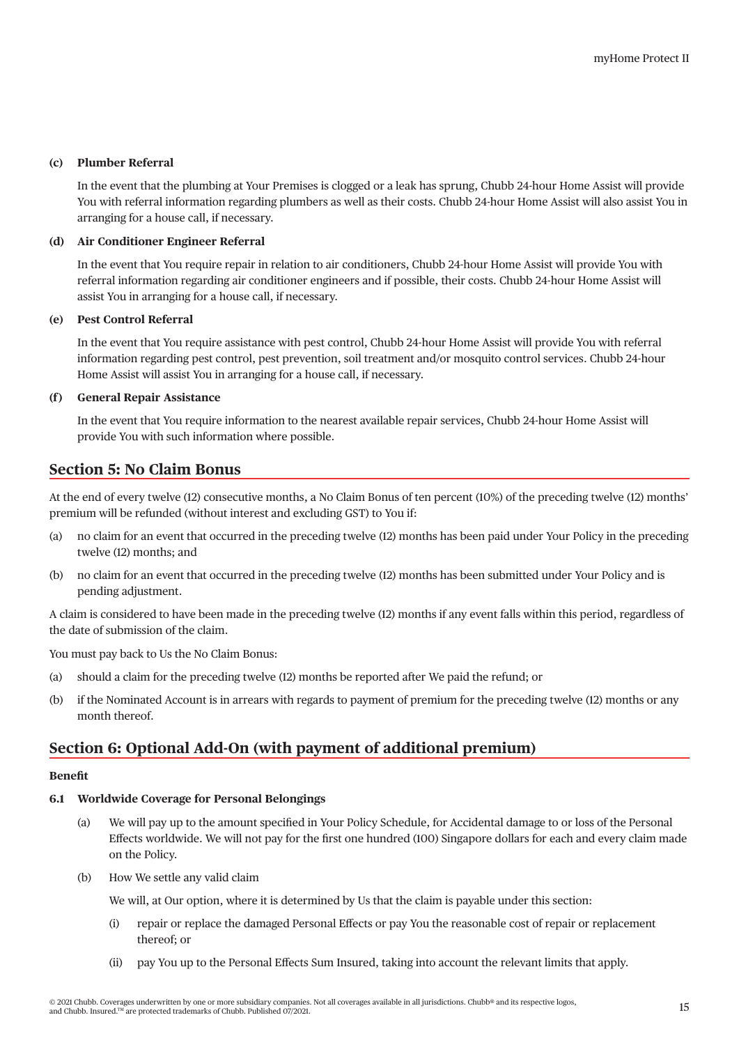**(c) Plumber Referral**

In the event that the plumbing at Your Premises is clogged or a leak has sprung, Chubb 24-hour Home Assist will provide You with referral information regarding plumbers as well as their costs. Chubb 24-hour Home Assist will also assist You in arranging for a house call, if necessary.

**(d) Air Conditioner Engineer Referral**

In the event that You require repair in relation to air conditioners, Chubb 24-hour Home Assist will provide You with referral information regarding air conditioner engineers and if possible, their costs. Chubb 24-hour Home Assist will assist You in arranging for a house call, if necessary.

**(e) Pest Control Referral**

In the event that You require assistance with pest control, Chubb 24-hour Home Assist will provide You with referral information regarding pest control, pest prevention, soil treatment and/or mosquito control services. Chubb 24-hour Home Assist will assist You in arranging for a house call, if necessary.

**(f) General Repair Assistance**

In the event that You require information to the nearest available repair services, Chubb 24-hour Home Assist will provide You with such information where possible.

## Section 5: No Claim Bonus

At the end of every twelve (12) consecutive months, a No Claim Bonus of ten percent (10%) of the preceding twelve (12) months' premium will be refunded (without interest and excluding GST) to You if:

(a) no claim for an event that occurred in the preceding twelve (12) months has been paid under Your Policy in the preceding twelve (12) months; and

(b) no claim for an event that occurred in the preceding twelve (12) months has been submitted under Your Policy and is pending adjustment.

A claim is considered to have been made in the preceding twelve (12) months if any event falls within this period, regardless of the date of submission of the claim.

You must pay back to Us the No Claim Bonus:

(a) should a claim for the preceding twelve (12) months be reported after We paid the refund; or

(b) if the Nominated Account is in arrears with regards to payment of premium for the preceding twelve (12) months or any month thereof.

## Section 6: Optional Add-On (with payment of additional premium)

**Benefit**

**6.1 Worldwide Coverage for Personal Belongings**

(a) We will pay up to the amount specified in Your Policy Schedule, for Accidental damage to or loss of the Personal Effects worldwide. We will not pay for the first one hundred (100) Singapore dollars for each and every claim made on the Policy.

(b) How We settle any valid claim

We will, at Our option, where it is determined by Us that the claim is payable under this section:

(i) repair or replace the damaged Personal Effects or pay You the reasonable cost of repair or replacement thereof; or

(ii) pay You up to the Personal Effects Sum Insured, taking into account the relevant limits that apply.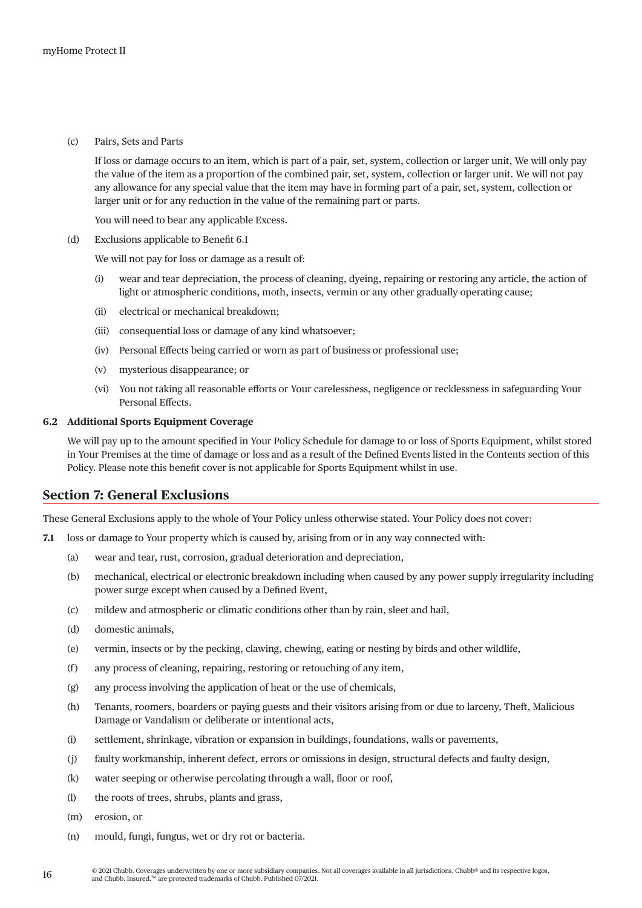(c) Pairs, Sets and Parts

If loss or damage occurs to an item, which is part of a pair, set, system, collection or larger unit, We will only pay the value of the item as a proportion of the combined pair, set, system, collection or larger unit. We will not pay any allowance for any special value that the item may have in forming part of a pair, set, system, collection or larger unit or for any reduction in the value of the remaining part or parts.

You will need to bear any applicable Excess.

(d) Exclusions applicable to Benefit 6.1

We will not pay for loss or damage as a result of:

(i) wear and tear depreciation, the process of cleaning, dyeing, repairing or restoring any article, the action of light or atmospheric conditions, moth, insects, vermin or any other gradually operating cause;

(ii) electrical or mechanical breakdown;

(iii) consequential loss or damage of any kind whatsoever;

(iv) Personal Effects being carried or worn as part of business or professional use;

(v) mysterious disappearance; or

(vi) You not taking all reasonable efforts or Your carelessness, negligence or recklessness in safeguarding Your Personal Effects.

**6.2 Additional Sports Equipment Coverage**

We will pay up to the amount specified in Your Policy Schedule for damage to or loss of Sports Equipment, whilst stored in Your Premises at the time of damage or loss and as a result of the Defined Events listed in the Contents section of this Policy. Please note this benefit cover is not applicable for Sports Equipment whilst in use.

## Section 7: General Exclusions

These General Exclusions apply to the whole of Your Policy unless otherwise stated. Your Policy does not cover:

**7.1** loss or damage to Your property which is caused by, arising from or in any way connected with:

(a) wear and tear, rust, corrosion, gradual deterioration and depreciation,

(b) mechanical, electrical or electronic breakdown including when caused by any power supply irregularity including power surge except when caused by a Defined Event,

(c) mildew and atmospheric or climatic conditions other than by rain, sleet and hail,

(d) domestic animals,

(e) vermin, insects or by the pecking, clawing, chewing, eating or nesting by birds and other wildlife,

(f) any process of cleaning, repairing, restoring or retouching of any item,

(g) any process involving the application of heat or the use of chemicals,

(h) Tenants, roomers, boarders or paying guests and their visitors arising from or due to larceny, Theft, Malicious Damage or Vandalism or deliberate or intentional acts,

(i) settlement, shrinkage, vibration or expansion in buildings, foundations, walls or pavements,

(j) faulty workmanship, inherent defect, errors or omissions in design, structural defects and faulty design,

(k) water seeping or otherwise percolating through a wall, floor or roof,

(l) the roots of trees, shrubs, plants and grass,

(m) erosion, or

(n) mould, fungi, fungus, wet or dry rot or bacteria.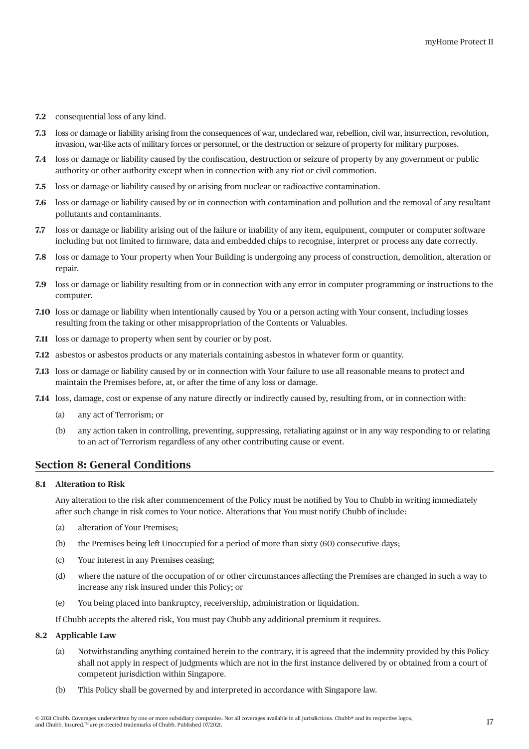**7.2** consequential loss of any kind.

**7.3** loss or damage or liability arising from the consequences of war, undeclared war, rebellion, civil war, insurrection, revolution, invasion, war-like acts of military forces or personnel, or the destruction or seizure of property for military purposes.

**7.4** loss or damage or liability caused by the confiscation, destruction or seizure of property by any government or public authority or other authority except when in connection with any riot or civil commotion.

**7.5** loss or damage or liability caused by or arising from nuclear or radioactive contamination.

**7.6** loss or damage or liability caused by or in connection with contamination and pollution and the removal of any resultant pollutants and contaminants.

**7.7** loss or damage or liability arising out of the failure or inability of any item, equipment, computer or computer software including but not limited to firmware, data and embedded chips to recognise, interpret or process any date correctly.

**7.8** loss or damage to Your property when Your Building is undergoing any process of construction, demolition, alteration or repair.

**7.9** loss or damage or liability resulting from or in connection with any error in computer programming or instructions to the computer.

**7.10** loss or damage or liability when intentionally caused by You or a person acting with Your consent, including losses resulting from the taking or other misappropriation of the Contents or Valuables.

**7.11** loss or damage to property when sent by courier or by post.

**7.12** asbestos or asbestos products or any materials containing asbestos in whatever form or quantity.

**7.13** loss or damage or liability caused by or in connection with Your failure to use all reasonable means to protect and maintain the Premises before, at, or after the time of any loss or damage.

**7.14** loss, damage, cost or expense of any nature directly or indirectly caused by, resulting from, or in connection with:

(a) any act of Terrorism; or

(b) any action taken in controlling, preventing, suppressing, retaliating against or in any way responding to or relating to an act of Terrorism regardless of any other contributing cause or event.

## Section 8: General Conditions

**8.1 Alteration to Risk**

Any alteration to the risk after commencement of the Policy must be notified by You to Chubb in writing immediately after such change in risk comes to Your notice. Alterations that You must notify Chubb of include:

(a) alteration of Your Premises;

(b) the Premises being left Unoccupied for a period of more than sixty (60) consecutive days;

(c) Your interest in any Premises ceasing;

(d) where the nature of the occupation of or other circumstances affecting the Premises are changed in such a way to increase any risk insured under this Policy; or

(e) You being placed into bankruptcy, receivership, administration or liquidation.

If Chubb accepts the altered risk, You must pay Chubb any additional premium it requires.

**8.2 Applicable Law**

(a) Notwithstanding anything contained herein to the contrary, it is agreed that the indemnity provided by this Policy shall not apply in respect of judgments which are not in the first instance delivered by or obtained from a court of competent jurisdiction within Singapore.

(b) This Policy shall be governed by and interpreted in accordance with Singapore law.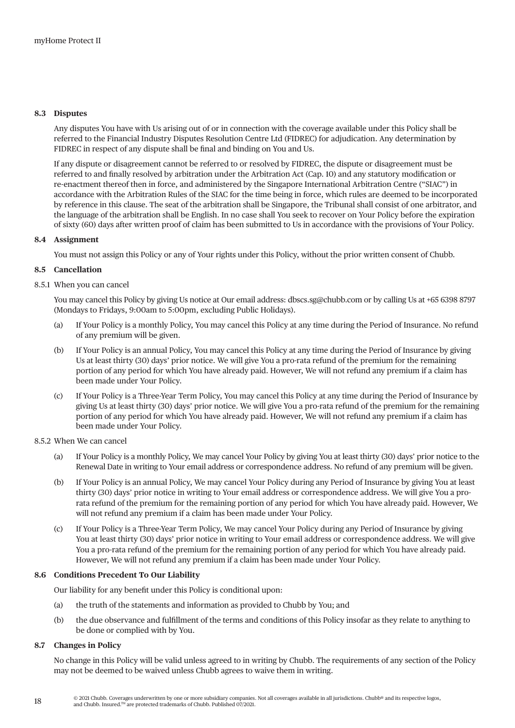### 8.3 Disputes

Any disputes You have with Us arising out of or in connection with the coverage available under this Policy shall be referred to the Financial Industry Disputes Resolution Centre Ltd (FIDREC) for adjudication. Any determination by FIDREC in respect of any dispute shall be final and binding on You and Us.

If any dispute or disagreement cannot be referred to or resolved by FIDREC, the dispute or disagreement must be referred to and finally resolved by arbitration under the Arbitration Act (Cap. 10) and any statutory modification or re-enactment thereof then in force, and administered by the Singapore International Arbitration Centre ("SIAC") in accordance with the Arbitration Rules of the SIAC for the time being in force, which rules are deemed to be incorporated by reference in this clause. The seat of the arbitration shall be Singapore, the Tribunal shall consist of one arbitrator, and the language of the arbitration shall be English. In no case shall You seek to recover on Your Policy before the expiration of sixty (60) days after written proof of claim has been submitted to Us in accordance with the provisions of Your Policy.

### 8.4 Assignment

You must not assign this Policy or any of Your rights under this Policy, without the prior written consent of Chubb.

### 8.5 Cancellation

8.5.1 When you can cancel

You may cancel this Policy by giving Us notice at Our email address: dbscs.sg@chubb.com or by calling Us at +65 6398 8797 (Mondays to Fridays, 9:00am to 5:00pm, excluding Public Holidays).

(a) If Your Policy is a monthly Policy, You may cancel this Policy at any time during the Period of Insurance. No refund of any premium will be given.

(b) If Your Policy is an annual Policy, You may cancel this Policy at any time during the Period of Insurance by giving Us at least thirty (30) days' prior notice. We will give You a pro-rata refund of the premium for the remaining portion of any period for which You have already paid. However, We will not refund any premium if a claim has been made under Your Policy.

(c) If Your Policy is a Three-Year Term Policy, You may cancel this Policy at any time during the Period of Insurance by giving Us at least thirty (30) days' prior notice. We will give You a pro-rata refund of the premium for the remaining portion of any period for which You have already paid. However, We will not refund any premium if a claim has been made under Your Policy.

8.5.2 When We can cancel

(a) If Your Policy is a monthly Policy, We may cancel Your Policy by giving You at least thirty (30) days' prior notice to the Renewal Date in writing to Your email address or correspondence address. No refund of any premium will be given.

(b) If Your Policy is an annual Policy, We may cancel Your Policy during any Period of Insurance by giving You at least thirty (30) days' prior notice in writing to Your email address or correspondence address. We will give You a pro-rata refund of the premium for the remaining portion of any period for which You have already paid. However, We will not refund any premium if a claim has been made under Your Policy.

(c) If Your Policy is a Three-Year Term Policy, We may cancel Your Policy during any Period of Insurance by giving You at least thirty (30) days' prior notice in writing to Your email address or correspondence address. We will give You a pro-rata refund of the premium for the remaining portion of any period for which You have already paid. However, We will not refund any premium if a claim has been made under Your Policy.

### 8.6 Conditions Precedent To Our Liability

Our liability for any benefit under this Policy is conditional upon:

(a) the truth of the statements and information as provided to Chubb by You; and

(b) the due observance and fulfillment of the terms and conditions of this Policy insofar as they relate to anything to be done or complied with by You.

### 8.7 Changes in Policy

No change in this Policy will be valid unless agreed to in writing by Chubb. The requirements of any section of the Policy may not be deemed to be waived unless Chubb agrees to waive them in writing.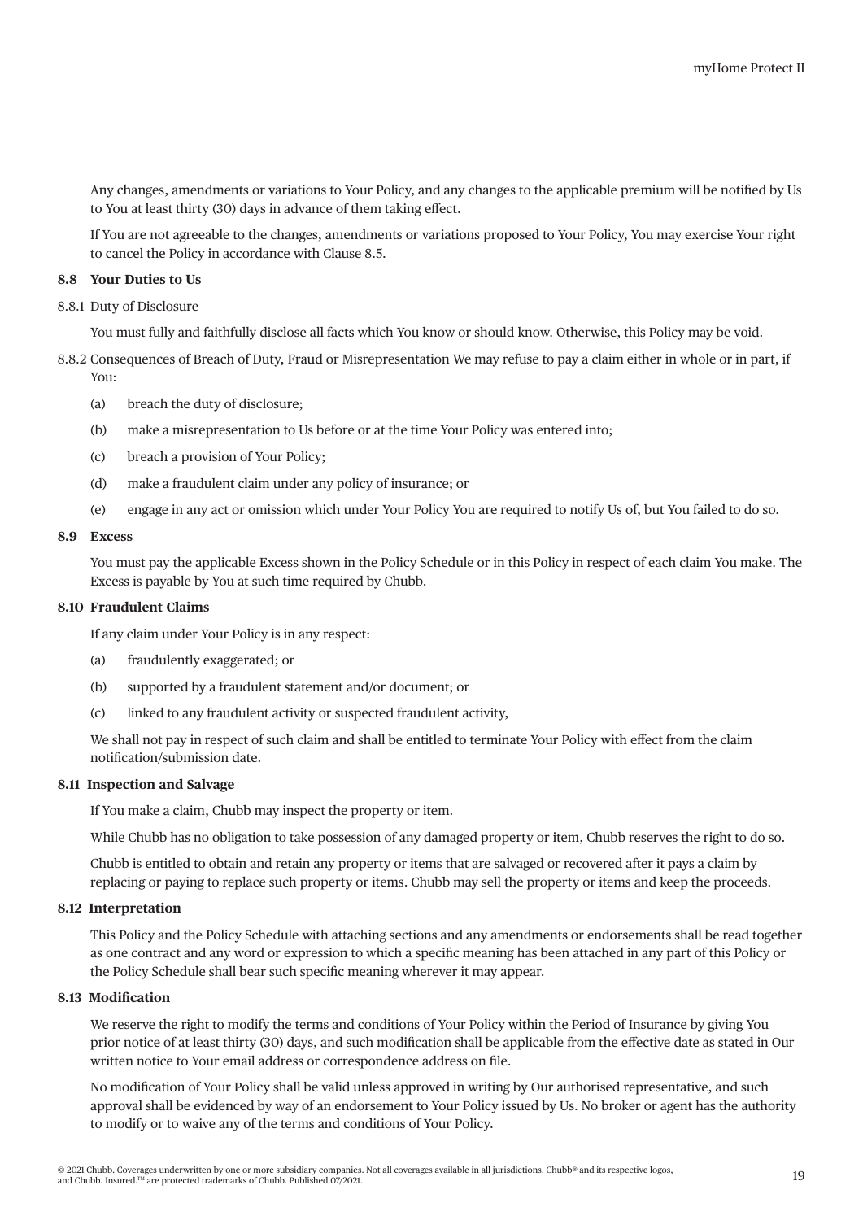Any changes, amendments or variations to Your Policy, and any changes to the applicable premium will be notified by Us to You at least thirty (30) days in advance of them taking effect.

If You are not agreeable to the changes, amendments or variations proposed to Your Policy, You may exercise Your right to cancel the Policy in accordance with Clause 8.5.

### 8.8 Your Duties to Us

8.8.1 Duty of Disclosure

You must fully and faithfully disclose all facts which You know or should know. Otherwise, this Policy may be void.

8.8.2 Consequences of Breach of Duty, Fraud or Misrepresentation We may refuse to pay a claim either in whole or in part, if You:

(a) breach the duty of disclosure;

(b) make a misrepresentation to Us before or at the time Your Policy was entered into;

(c) breach a provision of Your Policy;

(d) make a fraudulent claim under any policy of insurance; or

(e) engage in any act or omission which under Your Policy You are required to notify Us of, but You failed to do so.

### 8.9 Excess

You must pay the applicable Excess shown in the Policy Schedule or in this Policy in respect of each claim You make. The Excess is payable by You at such time required by Chubb.

### 8.10 Fraudulent Claims

If any claim under Your Policy is in any respect:

(a) fraudulently exaggerated; or

(b) supported by a fraudulent statement and/or document; or

(c) linked to any fraudulent activity or suspected fraudulent activity,

We shall not pay in respect of such claim and shall be entitled to terminate Your Policy with effect from the claim notification/submission date.

### 8.11 Inspection and Salvage

If You make a claim, Chubb may inspect the property or item.

While Chubb has no obligation to take possession of any damaged property or item, Chubb reserves the right to do so.

Chubb is entitled to obtain and retain any property or items that are salvaged or recovered after it pays a claim by replacing or paying to replace such property or items. Chubb may sell the property or items and keep the proceeds.

### 8.12 Interpretation

This Policy and the Policy Schedule with attaching sections and any amendments or endorsements shall be read together as one contract and any word or expression to which a specific meaning has been attached in any part of this Policy or the Policy Schedule shall bear such specific meaning wherever it may appear.

### 8.13 Modification

We reserve the right to modify the terms and conditions of Your Policy within the Period of Insurance by giving You prior notice of at least thirty (30) days, and such modification shall be applicable from the effective date as stated in Our written notice to Your email address or correspondence address on file.

No modification of Your Policy shall be valid unless approved in writing by Our authorised representative, and such approval shall be evidenced by way of an endorsement to Your Policy issued by Us. No broker or agent has the authority to modify or to waive any of the terms and conditions of Your Policy.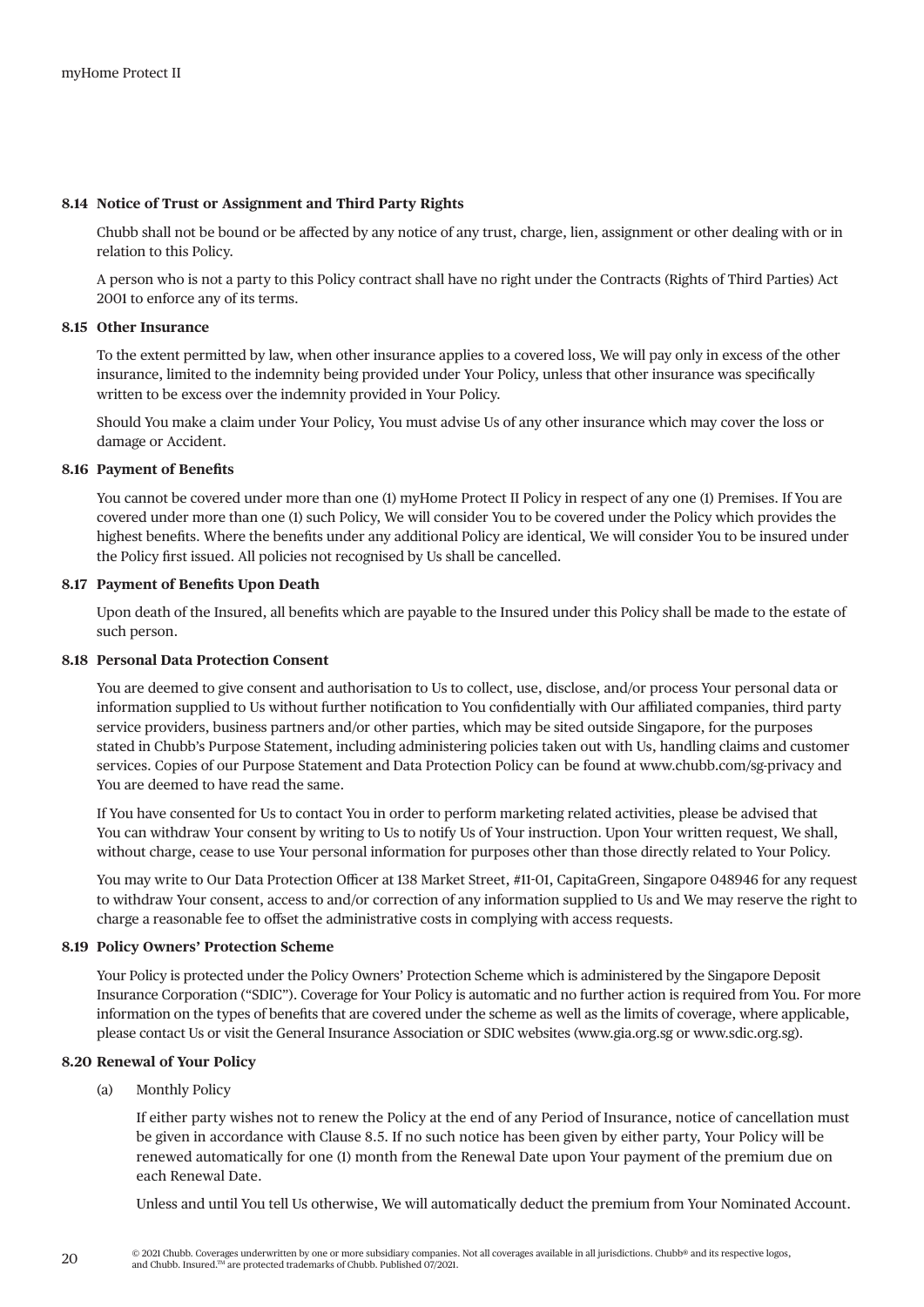#### 8.14 Notice of Trust or Assignment and Third Party Rights

Chubb shall not be bound or be affected by any notice of any trust, charge, lien, assignment or other dealing with or in relation to this Policy.

A person who is not a party to this Policy contract shall have no right under the Contracts (Rights of Third Parties) Act 2001 to enforce any of its terms.

#### 8.15 Other Insurance

To the extent permitted by law, when other insurance applies to a covered loss, We will pay only in excess of the other insurance, limited to the indemnity being provided under Your Policy, unless that other insurance was specifically written to be excess over the indemnity provided in Your Policy.

Should You make a claim under Your Policy, You must advise Us of any other insurance which may cover the loss or damage or Accident.

#### 8.16 Payment of Benefits

You cannot be covered under more than one (1) myHome Protect II Policy in respect of any one (1) Premises. If You are covered under more than one (1) such Policy, We will consider You to be covered under the Policy which provides the highest benefits. Where the benefits under any additional Policy are identical, We will consider You to be insured under the Policy first issued. All policies not recognised by Us shall be cancelled.

#### 8.17 Payment of Benefits Upon Death

Upon death of the Insured, all benefits which are payable to the Insured under this Policy shall be made to the estate of such person.

#### 8.18 Personal Data Protection Consent

You are deemed to give consent and authorisation to Us to collect, use, disclose, and/or process Your personal data or information supplied to Us without further notification to You confidentially with Our affiliated companies, third party service providers, business partners and/or other parties, which may be sited outside Singapore, for the purposes stated in Chubb's Purpose Statement, including administering policies taken out with Us, handling claims and customer services. Copies of our Purpose Statement and Data Protection Policy can be found at www.chubb.com/sg-privacy and You are deemed to have read the same.

If You have consented for Us to contact You in order to perform marketing related activities, please be advised that You can withdraw Your consent by writing to Us to notify Us of Your instruction. Upon Your written request, We shall, without charge, cease to use Your personal information for purposes other than those directly related to Your Policy.

You may write to Our Data Protection Officer at 138 Market Street, #11-01, CapitaGreen, Singapore 048946 for any request to withdraw Your consent, access to and/or correction of any information supplied to Us and We may reserve the right to charge a reasonable fee to offset the administrative costs in complying with access requests.

#### 8.19 Policy Owners' Protection Scheme

Your Policy is protected under the Policy Owners' Protection Scheme which is administered by the Singapore Deposit Insurance Corporation ("SDIC"). Coverage for Your Policy is automatic and no further action is required from You. For more information on the types of benefits that are covered under the scheme as well as the limits of coverage, where applicable, please contact Us or visit the General Insurance Association or SDIC websites (www.gia.org.sg or www.sdic.org.sg).

#### 8.20 Renewal of Your Policy

(a) Monthly Policy

If either party wishes not to renew the Policy at the end of any Period of Insurance, notice of cancellation must be given in accordance with Clause 8.5. If no such notice has been given by either party, Your Policy will be renewed automatically for one (1) month from the Renewal Date upon Your payment of the premium due on each Renewal Date.

Unless and until You tell Us otherwise, We will automatically deduct the premium from Your Nominated Account.

© 2021 Chubb. Coverages underwritten by one or more subsidiary companies. Not all coverages available in all jurisdictions. Chubb® and its respective logos, and Chubb. Insured.™ are protected trademarks of Chubb. Published 07/2021.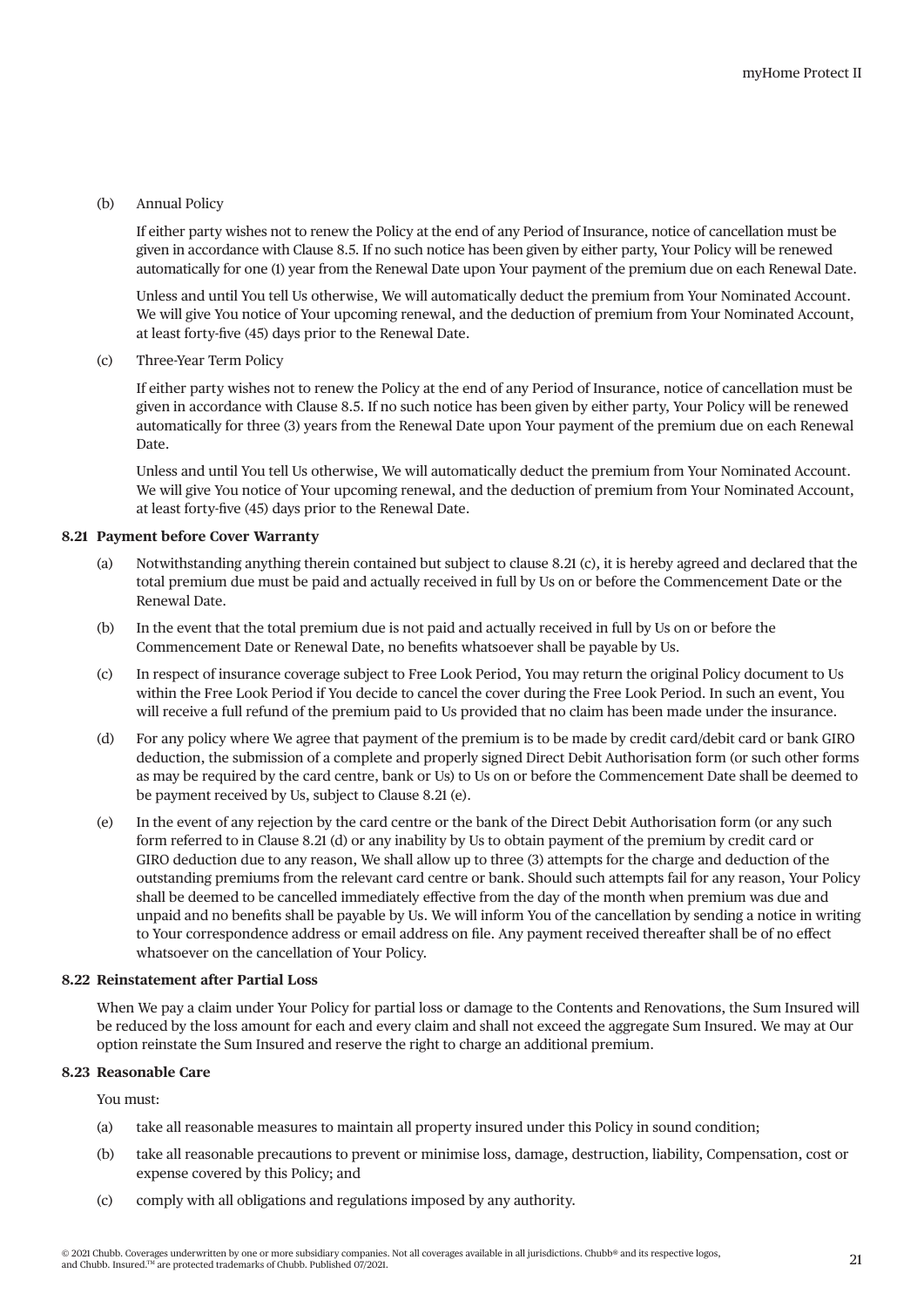(b) Annual Policy

If either party wishes not to renew the Policy at the end of any Period of Insurance, notice of cancellation must be given in accordance with Clause 8.5. If no such notice has been given by either party, Your Policy will be renewed automatically for one (1) year from the Renewal Date upon Your payment of the premium due on each Renewal Date.

Unless and until You tell Us otherwise, We will automatically deduct the premium from Your Nominated Account. We will give You notice of Your upcoming renewal, and the deduction of premium from Your Nominated Account, at least forty-five (45) days prior to the Renewal Date.

(c) Three-Year Term Policy

If either party wishes not to renew the Policy at the end of any Period of Insurance, notice of cancellation must be given in accordance with Clause 8.5. If no such notice has been given by either party, Your Policy will be renewed automatically for three (3) years from the Renewal Date upon Your payment of the premium due on each Renewal Date.

Unless and until You tell Us otherwise, We will automatically deduct the premium from Your Nominated Account. We will give You notice of Your upcoming renewal, and the deduction of premium from Your Nominated Account, at least forty-five (45) days prior to the Renewal Date.

**8.21 Payment before Cover Warranty**

(a) Notwithstanding anything therein contained but subject to clause 8.21 (c), it is hereby agreed and declared that the total premium due must be paid and actually received in full by Us on or before the Commencement Date or the Renewal Date.

(b) In the event that the total premium due is not paid and actually received in full by Us on or before the Commencement Date or Renewal Date, no benefits whatsoever shall be payable by Us.

(c) In respect of insurance coverage subject to Free Look Period, You may return the original Policy document to Us within the Free Look Period if You decide to cancel the cover during the Free Look Period. In such an event, You will receive a full refund of the premium paid to Us provided that no claim has been made under the insurance.

(d) For any policy where We agree that payment of the premium is to be made by credit card/debit card or bank GIRO deduction, the submission of a complete and properly signed Direct Debit Authorisation form (or such other forms as may be required by the card centre, bank or Us) to Us on or before the Commencement Date shall be deemed to be payment received by Us, subject to Clause 8.21 (e).

(e) In the event of any rejection by the card centre or the bank of the Direct Debit Authorisation form (or any such form referred to in Clause 8.21 (d) or any inability by Us to obtain payment of the premium by credit card or GIRO deduction due to any reason, We shall allow up to three (3) attempts for the charge and deduction of the outstanding premiums from the relevant card centre or bank. Should such attempts fail for any reason, Your Policy shall be deemed to be cancelled immediately effective from the day of the month when premium was due and unpaid and no benefits shall be payable by Us. We will inform You of the cancellation by sending a notice in writing to Your correspondence address or email address on file. Any payment received thereafter shall be of no effect whatsoever on the cancellation of Your Policy.

**8.22 Reinstatement after Partial Loss**

When We pay a claim under Your Policy for partial loss or damage to the Contents and Renovations, the Sum Insured will be reduced by the loss amount for each and every claim and shall not exceed the aggregate Sum Insured. We may at Our option reinstate the Sum Insured and reserve the right to charge an additional premium.

**8.23 Reasonable Care**

You must:

(a) take all reasonable measures to maintain all property insured under this Policy in sound condition;

(b) take all reasonable precautions to prevent or minimise loss, damage, destruction, liability, Compensation, cost or expense covered by this Policy; and

(c) comply with all obligations and regulations imposed by any authority.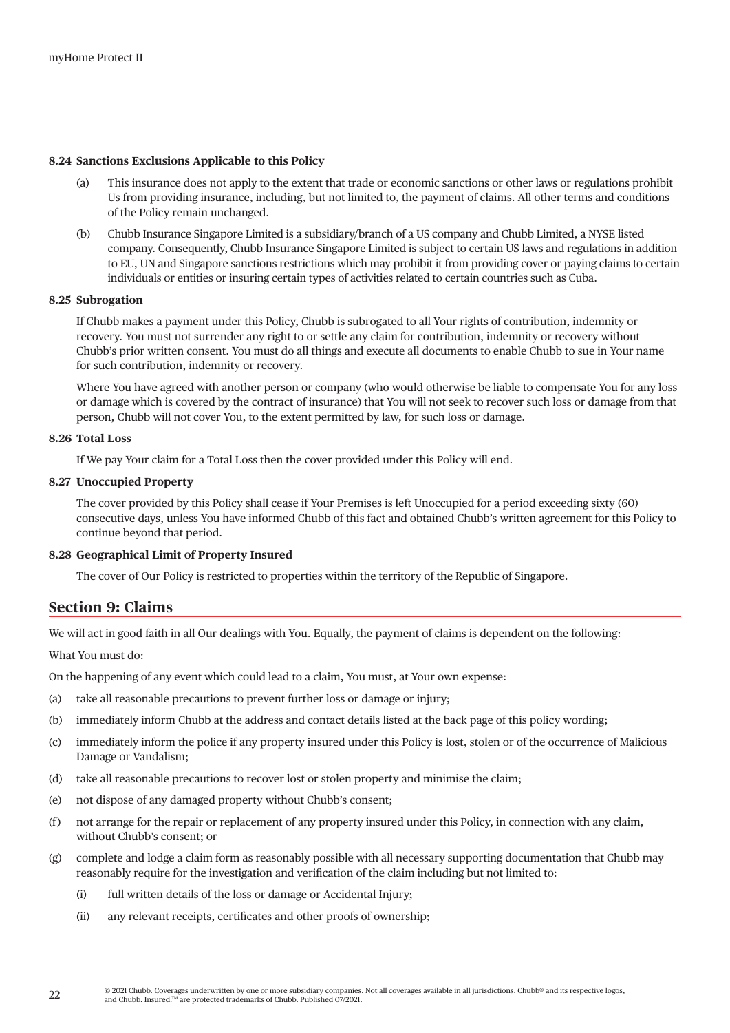#### 8.24 Sanctions Exclusions Applicable to this Policy

(a) This insurance does not apply to the extent that trade or economic sanctions or other laws or regulations prohibit Us from providing insurance, including, but not limited to, the payment of claims. All other terms and conditions of the Policy remain unchanged.

(b) Chubb Insurance Singapore Limited is a subsidiary/branch of a US company and Chubb Limited, a NYSE listed company. Consequently, Chubb Insurance Singapore Limited is subject to certain US laws and regulations in addition to EU, UN and Singapore sanctions restrictions which may prohibit it from providing cover or paying claims to certain individuals or entities or insuring certain types of activities related to certain countries such as Cuba.

#### 8.25 Subrogation

If Chubb makes a payment under this Policy, Chubb is subrogated to all Your rights of contribution, indemnity or recovery. You must not surrender any right to or settle any claim for contribution, indemnity or recovery without Chubb's prior written consent. You must do all things and execute all documents to enable Chubb to sue in Your name for such contribution, indemnity or recovery.

Where You have agreed with another person or company (who would otherwise be liable to compensate You for any loss or damage which is covered by the contract of insurance) that You will not seek to recover such loss or damage from that person, Chubb will not cover You, to the extent permitted by law, for such loss or damage.

#### 8.26 Total Loss

If We pay Your claim for a Total Loss then the cover provided under this Policy will end.

#### 8.27 Unoccupied Property

The cover provided by this Policy shall cease if Your Premises is left Unoccupied for a period exceeding sixty (60) consecutive days, unless You have informed Chubb of this fact and obtained Chubb's written agreement for this Policy to continue beyond that period.

#### 8.28 Geographical Limit of Property Insured

The cover of Our Policy is restricted to properties within the territory of the Republic of Singapore.

## Section 9: Claims

We will act in good faith in all Our dealings with You. Equally, the payment of claims is dependent on the following:

What You must do:

On the happening of any event which could lead to a claim, You must, at Your own expense:

(a) take all reasonable precautions to prevent further loss or damage or injury;

(b) immediately inform Chubb at the address and contact details listed at the back page of this policy wording;

(c) immediately inform the police if any property insured under this Policy is lost, stolen or of the occurrence of Malicious Damage or Vandalism;

(d) take all reasonable precautions to recover lost or stolen property and minimise the claim;

(e) not dispose of any damaged property without Chubb's consent;

(f) not arrange for the repair or replacement of any property insured under this Policy, in connection with any claim, without Chubb's consent; or

(g) complete and lodge a claim form as reasonably possible with all necessary supporting documentation that Chubb may reasonably require for the investigation and verification of the claim including but not limited to:

  (i) full written details of the loss or damage or Accidental Injury;

  (ii) any relevant receipts, certificates and other proofs of ownership;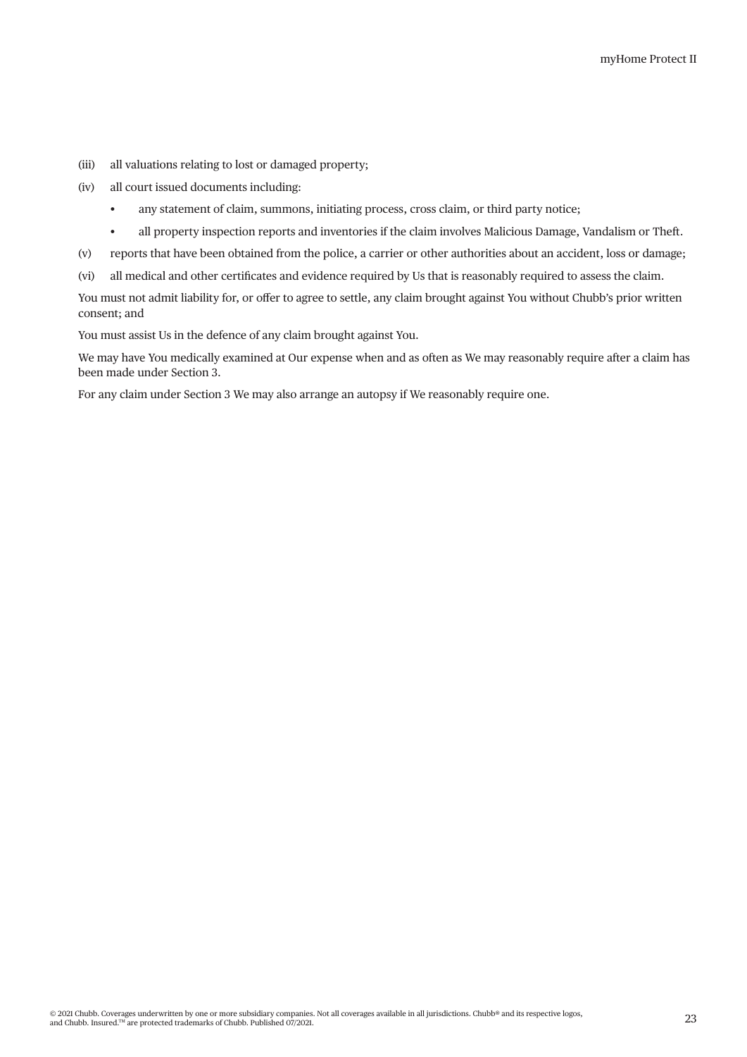(iii) all valuations relating to lost or damaged property;

(iv) all court issued documents including:

- any statement of claim, summons, initiating process, cross claim, or third party notice;
- all property inspection reports and inventories if the claim involves Malicious Damage, Vandalism or Theft.

(v) reports that have been obtained from the police, a carrier or other authorities about an accident, loss or damage;

(vi) all medical and other certificates and evidence required by Us that is reasonably required to assess the claim.

You must not admit liability for, or offer to agree to settle, any claim brought against You without Chubb's prior written consent; and

You must assist Us in the defence of any claim brought against You.

We may have You medically examined at Our expense when and as often as We may reasonably require after a claim has been made under Section 3.

For any claim under Section 3 We may also arrange an autopsy if We reasonably require one.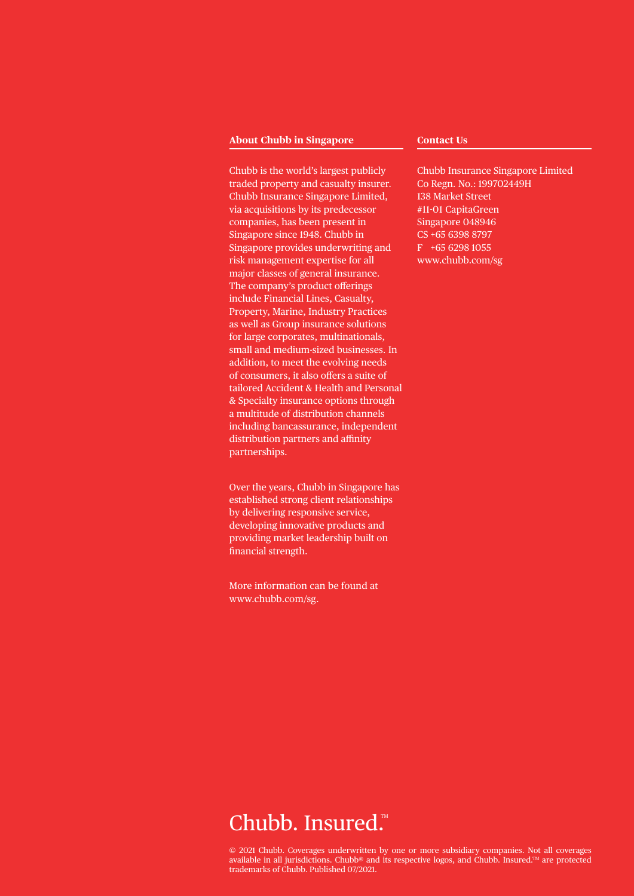## About Chubb in Singapore

Chubb is the world's largest publicly traded property and casualty insurer. Chubb Insurance Singapore Limited, via acquisitions by its predecessor companies, has been present in Singapore since 1948. Chubb in Singapore provides underwriting and risk management expertise for all major classes of general insurance. The company's product offerings include Financial Lines, Casualty, Property, Marine, Industry Practices as well as Group insurance solutions for large corporates, multinationals, small and medium-sized businesses. In addition, to meet the evolving needs of consumers, it also offers a suite of tailored Accident & Health and Personal & Specialty insurance options through a multitude of distribution channels including bancassurance, independent distribution partners and affinity partnerships.

Over the years, Chubb in Singapore has established strong client relationships by delivering responsive service, developing innovative products and providing market leadership built on financial strength.

More information can be found at www.chubb.com/sg.

## Contact Us

Chubb Insurance Singapore Limited
Co Regn. No.: 199702449H
138 Market Street
#11-01 CapitaGreen
Singapore 048946
CS +65 6398 8797
F +65 6298 1055
www.chubb.com/sg

Chubb. Insured.™

© 2021 Chubb. Coverages underwritten by one or more subsidiary companies. Not all coverages available in all jurisdictions. Chubb® and its respective logos, and Chubb. Insured.™ are protected trademarks of Chubb. Published 07/2021.